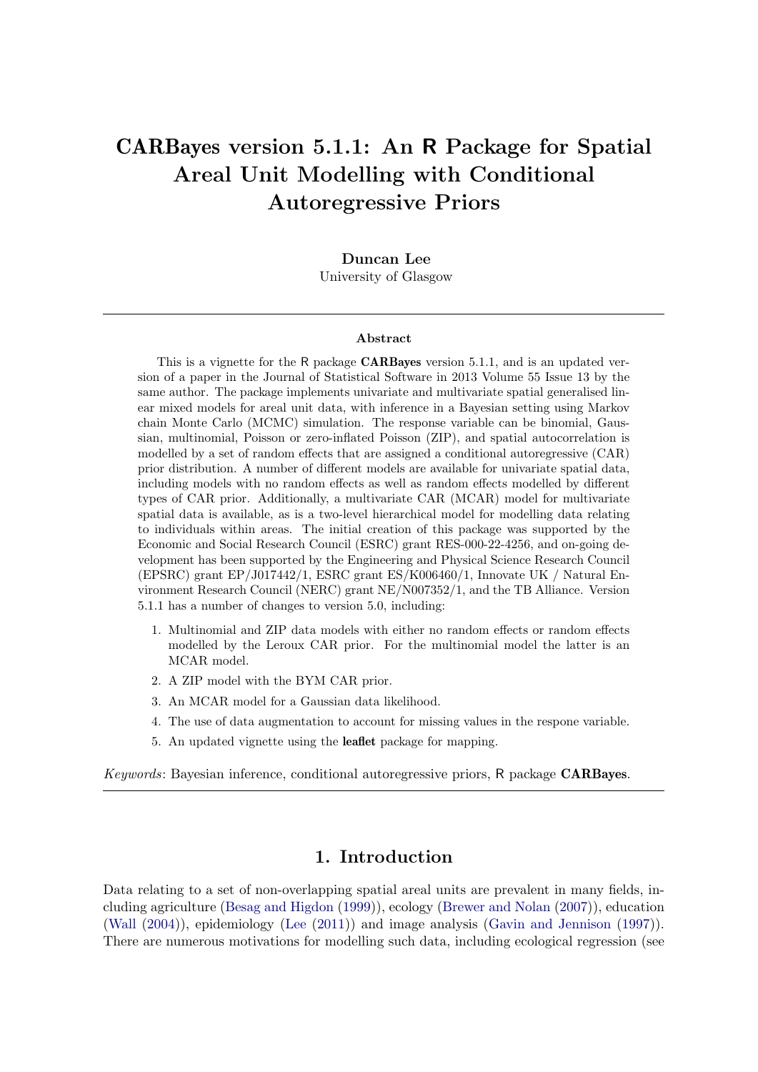# CARBayes version 5.1.1: An R Package for Spatial Areal Unit Modelling with Conditional Autoregressive Priors

**Duncan Lee**
University of Glasgow

### Abstract

This is a vignette for the R package **CARBayes** version 5.1.1, and is an updated version of a paper in the Journal of Statistical Software in 2013 Volume 55 Issue 13 by the same author. The package implements univariate and multivariate spatial generalised linear mixed models for areal unit data, with inference in a Bayesian setting using Markov chain Monte Carlo (MCMC) simulation. The response variable can be binomial, Gaussian, multinomial, Poisson or zero-inflated Poisson (ZIP), and spatial autocorrelation is modelled by a set of random effects that are assigned a conditional autoregressive (CAR) prior distribution. A number of different models are available for univariate spatial data, including models with no random effects as well as random effects modelled by different types of CAR prior. Additionally, a multivariate CAR (MCAR) model for multivariate spatial data is available, as is a two-level hierarchical model for modelling data relating to individuals within areas. The initial creation of this package was supported by the Economic and Social Research Council (ESRC) grant RES-000-22-4256, and on-going development has been supported by the Engineering and Physical Science Research Council (EPSRC) grant EP/J017442/1, ESRC grant ES/K006460/1, Innovate UK / Natural Environment Research Council (NERC) grant NE/N007352/1, and the TB Alliance. Version 5.1.1 has a number of changes to version 5.0, including:

1. Multinomial and ZIP data models with either no random effects or random effects modelled by the Leroux CAR prior. For the multinomial model the latter is an MCAR model.
2. A ZIP model with the BYM CAR prior.
3. An MCAR model for a Gaussian data likelihood.
4. The use of data augmentation to account for missing values in the respone variable.
5. An updated vignette using the **leaflet** package for mapping.

*Keywords*: Bayesian inference, conditional autoregressive priors, R package **CARBayes**.

## 1. Introduction

Data relating to a set of non-overlapping spatial areal units are prevalent in many fields, including agriculture (Besag and Higdon (1999)), ecology (Brewer and Nolan (2007)), education (Wall (2004)), epidemiology (Lee (2011)) and image analysis (Gavin and Jennison (1997)). There are numerous motivations for modelling such data, including ecological regression (see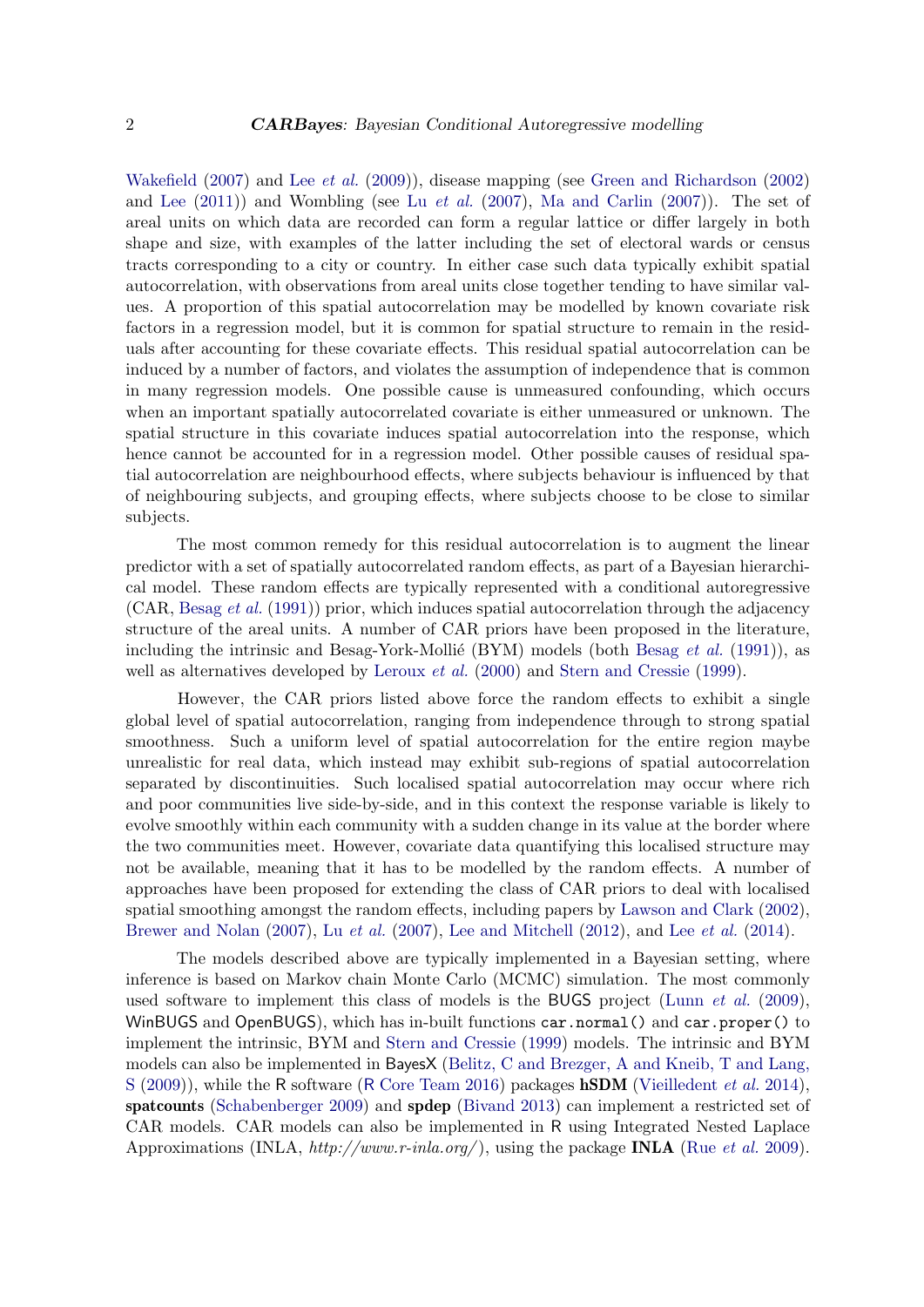Wakefield (2007) and Lee *et al.* (2009)), disease mapping (see Green and Richardson (2002) and Lee (2011)) and Wombling (see Lu *et al.* (2007), Ma and Carlin (2007)). The set of areal units on which data are recorded can form a regular lattice or differ largely in both shape and size, with examples of the latter including the set of electoral wards or census tracts corresponding to a city or country. In either case such data typically exhibit spatial autocorrelation, with observations from areal units close together tending to have similar values. A proportion of this spatial autocorrelation may be modelled by known covariate risk factors in a regression model, but it is common for spatial structure to remain in the residuals after accounting for these covariate effects. This residual spatial autocorrelation can be induced by a number of factors, and violates the assumption of independence that is common in many regression models. One possible cause is unmeasured confounding, which occurs when an important spatially autocorrelated covariate is either unmeasured or unknown. The spatial structure in this covariate induces spatial autocorrelation into the response, which hence cannot be accounted for in a regression model. Other possible causes of residual spatial autocorrelation are neighbourhood effects, where subjects behaviour is influenced by that of neighbouring subjects, and grouping effects, where subjects choose to be close to similar subjects.

The most common remedy for this residual autocorrelation is to augment the linear predictor with a set of spatially autocorrelated random effects, as part of a Bayesian hierarchical model. These random effects are typically represented with a conditional autoregressive (CAR, Besag *et al.* (1991)) prior, which induces spatial autocorrelation through the adjacency structure of the areal units. A number of CAR priors have been proposed in the literature, including the intrinsic and Besag-York-Mollié (BYM) models (both Besag *et al.* (1991)), as well as alternatives developed by Leroux *et al.* (2000) and Stern and Cressie (1999).

However, the CAR priors listed above force the random effects to exhibit a single global level of spatial autocorrelation, ranging from independence through to strong spatial smoothness. Such a uniform level of spatial autocorrelation for the entire region maybe unrealistic for real data, which instead may exhibit sub-regions of spatial autocorrelation separated by discontinuities. Such localised spatial autocorrelation may occur where rich and poor communities live side-by-side, and in this context the response variable is likely to evolve smoothly within each community with a sudden change in its value at the border where the two communities meet. However, covariate data quantifying this localised structure may not be available, meaning that it has to be modelled by the random effects. A number of approaches have been proposed for extending the class of CAR priors to deal with localised spatial smoothing amongst the random effects, including papers by Lawson and Clark (2002), Brewer and Nolan (2007), Lu *et al.* (2007), Lee and Mitchell (2012), and Lee *et al.* (2014).

The models described above are typically implemented in a Bayesian setting, where inference is based on Markov chain Monte Carlo (MCMC) simulation. The most commonly used software to implement this class of models is the BUGS project (Lunn *et al.* (2009), WinBUGS and OpenBUGS), which has in-built functions `car.normal()` and `car.proper()` to implement the intrinsic, BYM and Stern and Cressie (1999) models. The intrinsic and BYM models can also be implemented in BayesX (Belitz, C and Brezger, A and Kneib, T and Lang, S (2009)), while the R software (R Core Team 2016) packages **hSDM** (Vieilledent *et al.* 2014), **spatcounts** (Schabenberger 2009) and **spdep** (Bivand 2013) can implement a restricted set of CAR models. CAR models can also be implemented in R using Integrated Nested Laplace Approximations (INLA, *http://www.r-inla.org/*), using the package **INLA** (Rue *et al.* 2009).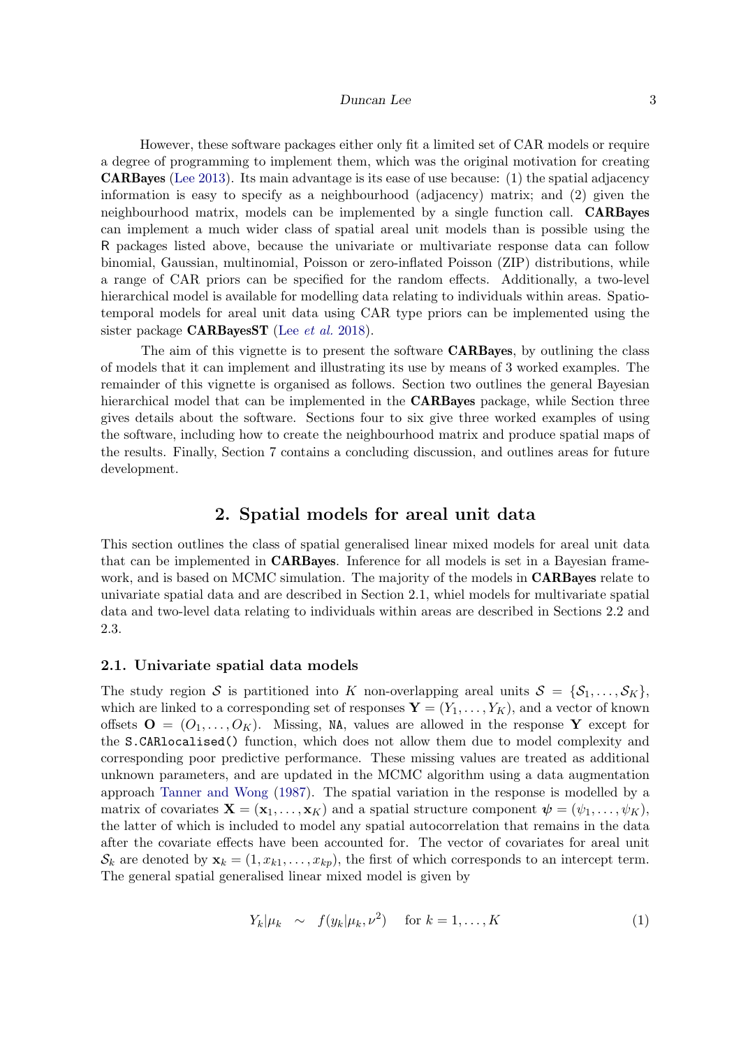However, these software packages either only fit a limited set of CAR models or require a degree of programming to implement them, which was the original motivation for creating **CARBayes** (Lee 2013). Its main advantage is its ease of use because: (1) the spatial adjacency information is easy to specify as a neighbourhood (adjacency) matrix; and (2) given the neighbourhood matrix, models can be implemented by a single function call. **CARBayes** can implement a much wider class of spatial areal unit models than is possible using the R packages listed above, because the univariate or multivariate response data can follow binomial, Gaussian, multinomial, Poisson or zero-inflated Poisson (ZIP) distributions, while a range of CAR priors can be specified for the random effects. Additionally, a two-level hierarchical model is available for modelling data relating to individuals within areas. Spatio-temporal models for areal unit data using CAR type priors can be implemented using the sister package **CARBayesST** (Lee *et al.* 2018).

The aim of this vignette is to present the software **CARBayes**, by outlining the class of models that it can implement and illustrating its use by means of 3 worked examples. The remainder of this vignette is organised as follows. Section two outlines the general Bayesian hierarchical model that can be implemented in the **CARBayes** package, while Section three gives details about the software. Sections four to six give three worked examples of using the software, including how to create the neighbourhood matrix and produce spatial maps of the results. Finally, Section 7 contains a concluding discussion, and outlines areas for future development.

## 2. Spatial models for areal unit data

This section outlines the class of spatial generalised linear mixed models for areal unit data that can be implemented in **CARBayes**. Inference for all models is set in a Bayesian framework, and is based on MCMC simulation. The majority of the models in **CARBayes** relate to univariate spatial data and are described in Section 2.1, whiel models for multivariate spatial data and two-level data relating to individuals within areas are described in Sections 2.2 and 2.3.

### 2.1. Univariate spatial data models

The study region $\mathcal{S}$ is partitioned into $K$ non-overlapping areal units $\mathcal{S} = \{\mathcal{S}_1, \ldots, \mathcal{S}_K\}$, which are linked to a corresponding set of responses $\mathbf{Y} = (Y_1, \ldots, Y_K)$, and a vector of known offsets $\mathbf{O} = (O_1, \ldots, O_K)$. Missing, `NA`, values are allowed in the response $\mathbf{Y}$ except for the `S.CARlocalised()` function, which does not allow them due to model complexity and corresponding poor predictive performance. These missing values are treated as additional unknown parameters, and are updated in the MCMC algorithm using a data augmentation approach Tanner and Wong (1987). The spatial variation in the response is modelled by a matrix of covariates $\mathbf{X} = (\mathbf{x}_1, \ldots, \mathbf{x}_K)$ and a spatial structure component $\boldsymbol{\psi} = (\psi_1, \ldots, \psi_K)$, the latter of which is included to model any spatial autocorrelation that remains in the data after the covariate effects have been accounted for. The vector of covariates for areal unit $\mathcal{S}_k$ are denoted by $\mathbf{x}_k = (1, x_{k1}, \ldots, x_{kp})$, the first of which corresponds to an intercept term. The general spatial generalised linear mixed model is given by

$$Y_k|\mu_k \sim f(y_k|\mu_k, \nu^2) \quad \text{for } k = 1, \ldots, K \tag{1}$$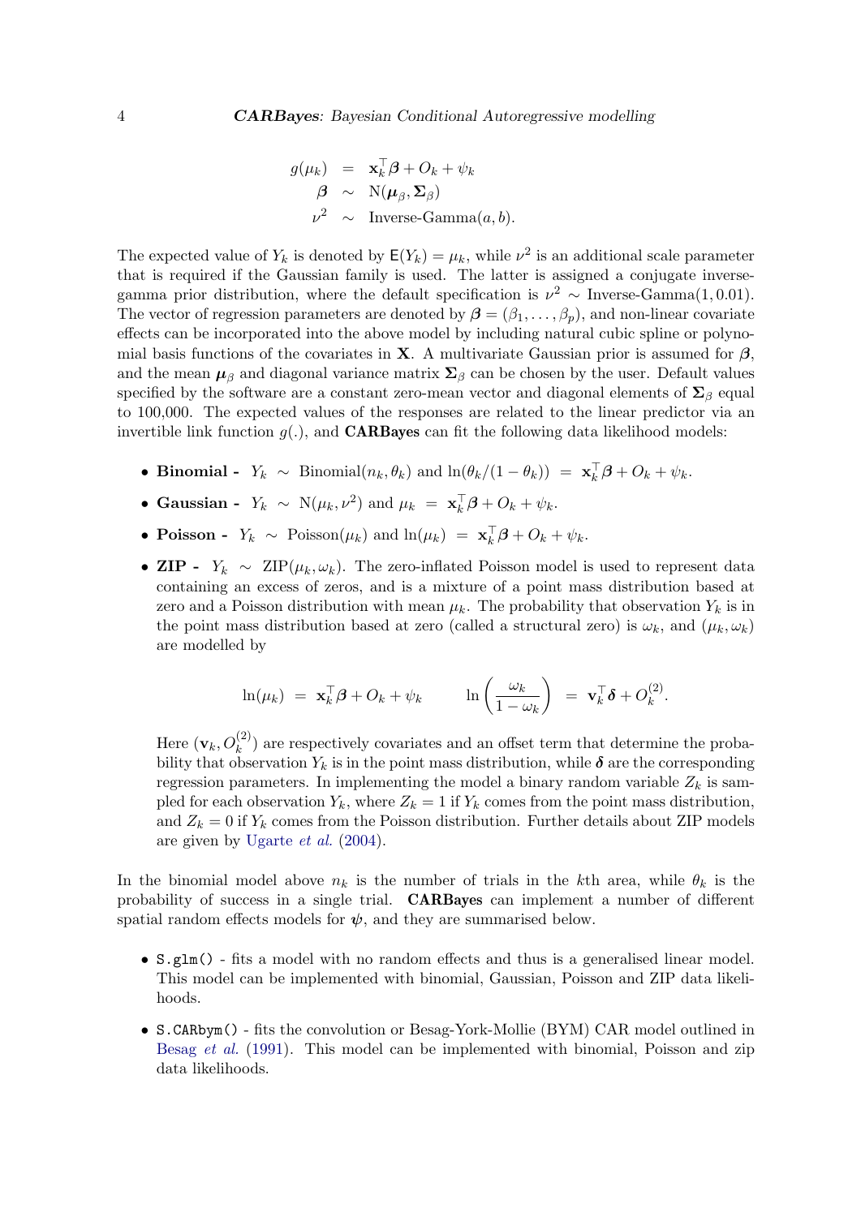$$
\begin{aligned}
g(\mu_k) &= \mathbf{x}_k^\top \boldsymbol{\beta} + O_k + \psi_k \\
\boldsymbol{\beta} &\sim \mathrm{N}(\boldsymbol{\mu}_\beta, \boldsymbol{\Sigma}_\beta) \\
\nu^2 &\sim \text{Inverse-Gamma}(a, b).
\end{aligned}
$$

The expected value of $Y_k$ is denoted by $\mathsf{E}(Y_k) = \mu_k$, while $\nu^2$ is an additional scale parameter that is required if the Gaussian family is used. The latter is assigned a conjugate inverse-gamma prior distribution, where the default specification is $\nu^2 \sim \text{Inverse-Gamma}(1, 0.01)$. The vector of regression parameters are denoted by $\boldsymbol{\beta} = (\beta_1, \ldots, \beta_p)$, and non-linear covariate effects can be incorporated into the above model by including natural cubic spline or polynomial basis functions of the covariates in $\mathbf{X}$. A multivariate Gaussian prior is assumed for $\boldsymbol{\beta}$, and the mean $\boldsymbol{\mu}_\beta$ and diagonal variance matrix $\boldsymbol{\Sigma}_\beta$ can be chosen by the user. Default values specified by the software are a constant zero-mean vector and diagonal elements of $\boldsymbol{\Sigma}_\beta$ equal to 100,000. The expected values of the responses are related to the linear predictor via an invertible link function $g(.)$, and **CARBayes** can fit the following data likelihood models:

- **Binomial -** $Y_k \sim \text{Binomial}(n_k, \theta_k)$ and $\ln(\theta_k/(1-\theta_k)) = \mathbf{x}_k^\top \boldsymbol{\beta} + O_k + \psi_k$.
- **Gaussian -** $Y_k \sim \mathrm{N}(\mu_k, \nu^2)$ and $\mu_k = \mathbf{x}_k^\top \boldsymbol{\beta} + O_k + \psi_k$.
- **Poisson -** $Y_k \sim \text{Poisson}(\mu_k)$ and $\ln(\mu_k) = \mathbf{x}_k^\top \boldsymbol{\beta} + O_k + \psi_k$.
- **ZIP -** $Y_k \sim \text{ZIP}(\mu_k, \omega_k)$. The zero-inflated Poisson model is used to represent data containing an excess of zeros, and is a mixture of a point mass distribution based at zero and a Poisson distribution with mean $\mu_k$. The probability that observation $Y_k$ is in the point mass distribution based at zero (called a structural zero) is $\omega_k$, and $(\mu_k, \omega_k)$ are modelled by

  $$
  \ln(\mu_k) = \mathbf{x}_k^\top \boldsymbol{\beta} + O_k + \psi_k \qquad \ln\left(\frac{\omega_k}{1-\omega_k}\right) = \mathbf{v}_k^\top \boldsymbol{\delta} + O_k^{(2)}.
  $$

  Here $(\mathbf{v}_k, O_k^{(2)})$ are respectively covariates and an offset term that determine the probability that observation $Y_k$ is in the point mass distribution, while $\boldsymbol{\delta}$ are the corresponding regression parameters. In implementing the model a binary random variable $Z_k$ is sampled for each observation $Y_k$, where $Z_k = 1$ if $Y_k$ comes from the point mass distribution, and $Z_k = 0$ if $Y_k$ comes from the Poisson distribution. Further details about ZIP models are given by Ugarte *et al.* (2004).

In the binomial model above $n_k$ is the number of trials in the $k$th area, while $\theta_k$ is the probability of success in a single trial. **CARBayes** can implement a number of different spatial random effects models for $\boldsymbol{\psi}$, and they are summarised below.

- `S.glm()` - fits a model with no random effects and thus is a generalised linear model. This model can be implemented with binomial, Gaussian, Poisson and ZIP data likelihoods.
- `S.CARbym()` - fits the convolution or Besag-York-Mollie (BYM) CAR model outlined in Besag *et al.* (1991). This model can be implemented with binomial, Poisson and zip data likelihoods.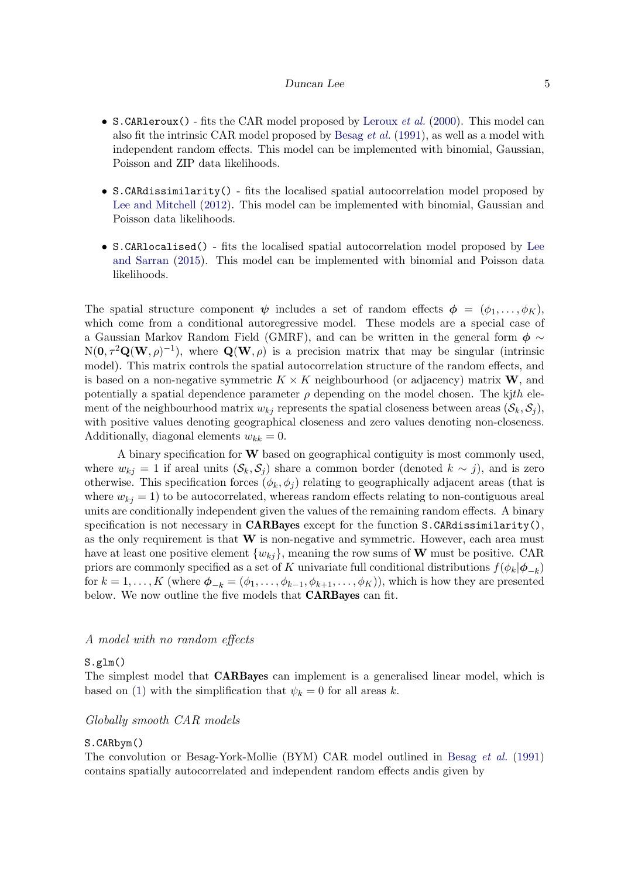- `S.CARleroux()` - fits the CAR model proposed by Leroux *et al.* (2000). This model can also fit the intrinsic CAR model proposed by Besag *et al.* (1991), as well as a model with independent random effects. This model can be implemented with binomial, Gaussian, Poisson and ZIP data likelihoods.

- `S.CARdissimilarity()` - fits the localised spatial autocorrelation model proposed by Lee and Mitchell (2012). This model can be implemented with binomial, Gaussian and Poisson data likelihoods.

- `S.CARlocalised()` - fits the localised spatial autocorrelation model proposed by Lee and Sarran (2015). This model can be implemented with binomial and Poisson data likelihoods.

The spatial structure component $\boldsymbol{\psi}$ includes a set of random effects $\boldsymbol{\phi} = (\phi_1, \ldots, \phi_K)$, which come from a conditional autoregressive model. These models are a special case of a Gaussian Markov Random Field (GMRF), and can be written in the general form $\boldsymbol{\phi} \sim \text{N}(\mathbf{0}, \tau^2 \mathbf{Q}(\mathbf{W}, \rho)^{-1})$, where $\mathbf{Q}(\mathbf{W}, \rho)$ is a precision matrix that may be singular (intrinsic model). This matrix controls the spatial autocorrelation structure of the random effects, and is based on a non-negative symmetric $K \times K$ neighbourhood (or adjacency) matrix $\mathbf{W}$, and potentially a spatial dependence parameter $\rho$ depending on the model chosen. The k$jth$ element of the neighbourhood matrix $w_{kj}$ represents the spatial closeness between areas $(\mathcal{S}_k, \mathcal{S}_j)$, with positive values denoting geographical closeness and zero values denoting non-closeness. Additionally, diagonal elements $w_{kk} = 0$.

A binary specification for $\mathbf{W}$ based on geographical contiguity is most commonly used, where $w_{kj} = 1$ if areal units $(\mathcal{S}_k, \mathcal{S}_j)$ share a common border (denoted $k \sim j$), and is zero otherwise. This specification forces $(\phi_k, \phi_j)$ relating to geographically adjacent areas (that is where $w_{kj} = 1$) to be autocorrelated, whereas random effects relating to non-contiguous areal units are conditionally independent given the values of the remaining random effects. A binary specification is not necessary in **CARBayes** except for the function `S.CARdissimilarity()`, as the only requirement is that $\mathbf{W}$ is non-negative and symmetric. However, each area must have at least one positive element $\{w_{kj}\}$, meaning the row sums of $\mathbf{W}$ must be positive. CAR priors are commonly specified as a set of $K$ univariate full conditional distributions $f(\phi_k | \boldsymbol{\phi}_{-k})$ for $k = 1, \ldots, K$ (where $\boldsymbol{\phi}_{-k} = (\phi_1, \ldots, \phi_{k-1}, \phi_{k+1}, \ldots, \phi_K)$), which is how they are presented below. We now outline the five models that **CARBayes** can fit.

### *A model with no random effects*

`S.glm()`

The simplest model that **CARBayes** can implement is a generalised linear model, which is based on (1) with the simplification that $\psi_k = 0$ for all areas $k$.

### *Globally smooth CAR models*

`S.CARbym()`

The convolution or Besag-York-Mollie (BYM) CAR model outlined in Besag *et al.* (1991) contains spatially autocorrelated and independent random effects andis given by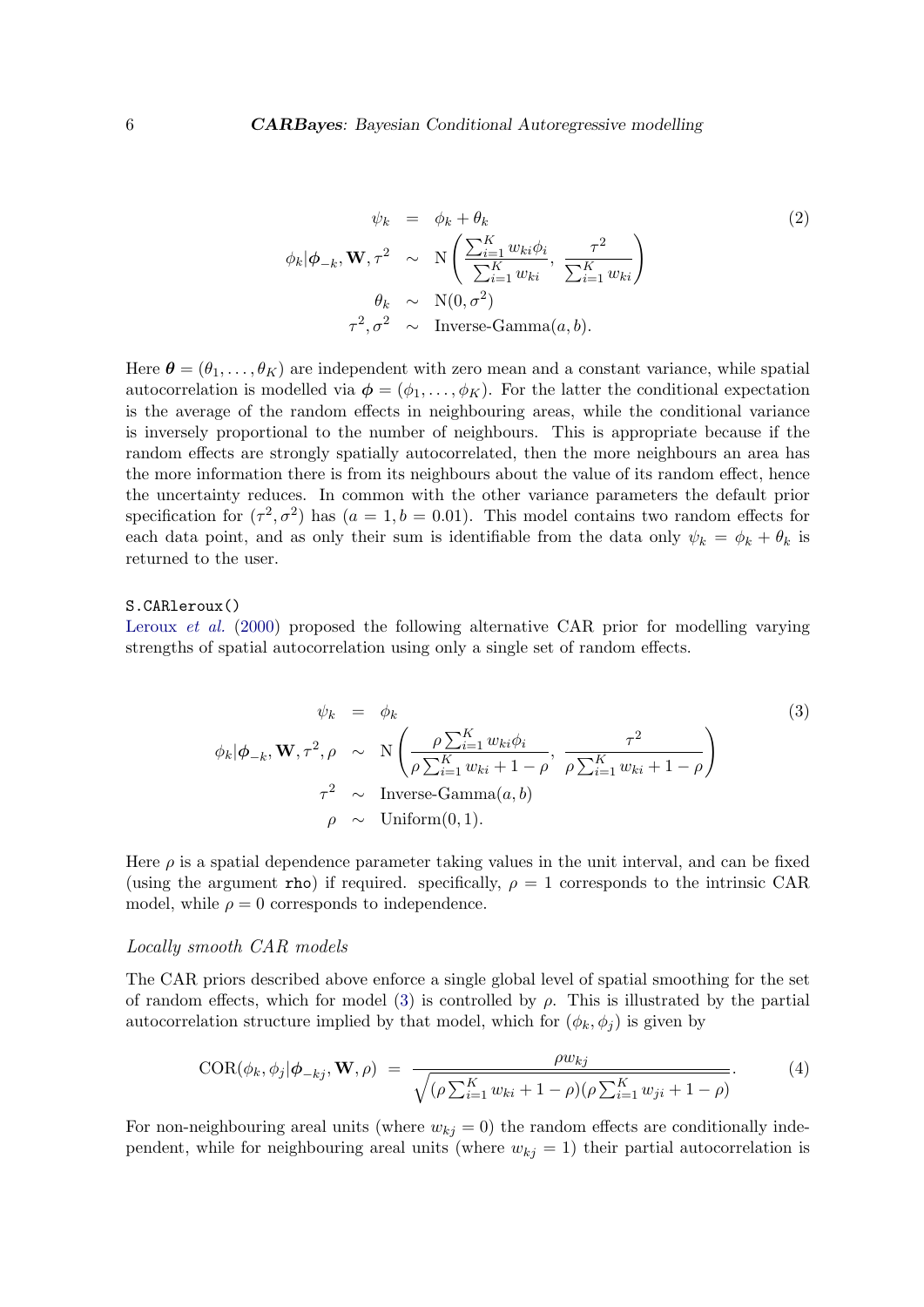$$
\begin{aligned}
\psi_k &= \phi_k + \theta_k \\
\phi_k|\boldsymbol{\phi}_{-k}, \mathbf{W}, \tau^2 &\sim \text{N}\left(\frac{\sum_{i=1}^K w_{ki}\phi_i}{\sum_{i=1}^K w_{ki}},\ \frac{\tau^2}{\sum_{i=1}^K w_{ki}}\right) \\
\theta_k &\sim \text{N}(0, \sigma^2) \\
\tau^2, \sigma^2 &\sim \text{Inverse-Gamma}(a, b).
\end{aligned} \tag{2}
$$

Here $\boldsymbol{\theta} = (\theta_1, \ldots, \theta_K)$ are independent with zero mean and a constant variance, while spatial autocorrelation is modelled via $\boldsymbol{\phi} = (\phi_1, \ldots, \phi_K)$. For the latter the conditional expectation is the average of the random effects in neighbouring areas, while the conditional variance is inversely proportional to the number of neighbours. This is appropriate because if the random effects are strongly spatially autocorrelated, then the more neighbours an area has the more information there is from its neighbours about the value of its random effect, hence the uncertainty reduces. In common with the other variance parameters the default prior specification for $(\tau^2, \sigma^2)$ has $(a = 1, b = 0.01)$. This model contains two random effects for each data point, and as only their sum is identifiable from the data only $\psi_k = \phi_k + \theta_k$ is returned to the user.

`S.CARleroux()`

Leroux *et al.* (2000) proposed the following alternative CAR prior for modelling varying strengths of spatial autocorrelation using only a single set of random effects.

$$
\begin{aligned}
\psi_k &= \phi_k \\
\phi_k|\boldsymbol{\phi}_{-k}, \mathbf{W}, \tau^2, \rho &\sim \text{N}\left(\frac{\rho\sum_{i=1}^K w_{ki}\phi_i}{\rho\sum_{i=1}^K w_{ki} + 1 - \rho},\ \frac{\tau^2}{\rho\sum_{i=1}^K w_{ki} + 1 - \rho}\right) \\
\tau^2 &\sim \text{Inverse-Gamma}(a, b) \\
\rho &\sim \text{Uniform}(0, 1).
\end{aligned} \tag{3}
$$

Here $\rho$ is a spatial dependence parameter taking values in the unit interval, and can be fixed (using the argument `rho`) if required. specifically, $\rho = 1$ corresponds to the intrinsic CAR model, while $\rho = 0$ corresponds to independence.

### *Locally smooth CAR models*

The CAR priors described above enforce a single global level of spatial smoothing for the set of random effects, which for model (3) is controlled by $\rho$. This is illustrated by the partial autocorrelation structure implied by that model, which for $(\phi_k, \phi_j)$ is given by

$$
\text{COR}(\phi_k, \phi_j|\boldsymbol{\phi}_{-kj}, \mathbf{W}, \rho) = \frac{\rho w_{kj}}{\sqrt{(\rho\sum_{i=1}^K w_{ki} + 1 - \rho)(\rho\sum_{i=1}^K w_{ji} + 1 - \rho)}}. \tag{4}
$$

For non-neighbouring areal units (where $w_{kj} = 0$) the random effects are conditionally independent, while for neighbouring areal units (where $w_{kj} = 1$) their partial autocorrelation is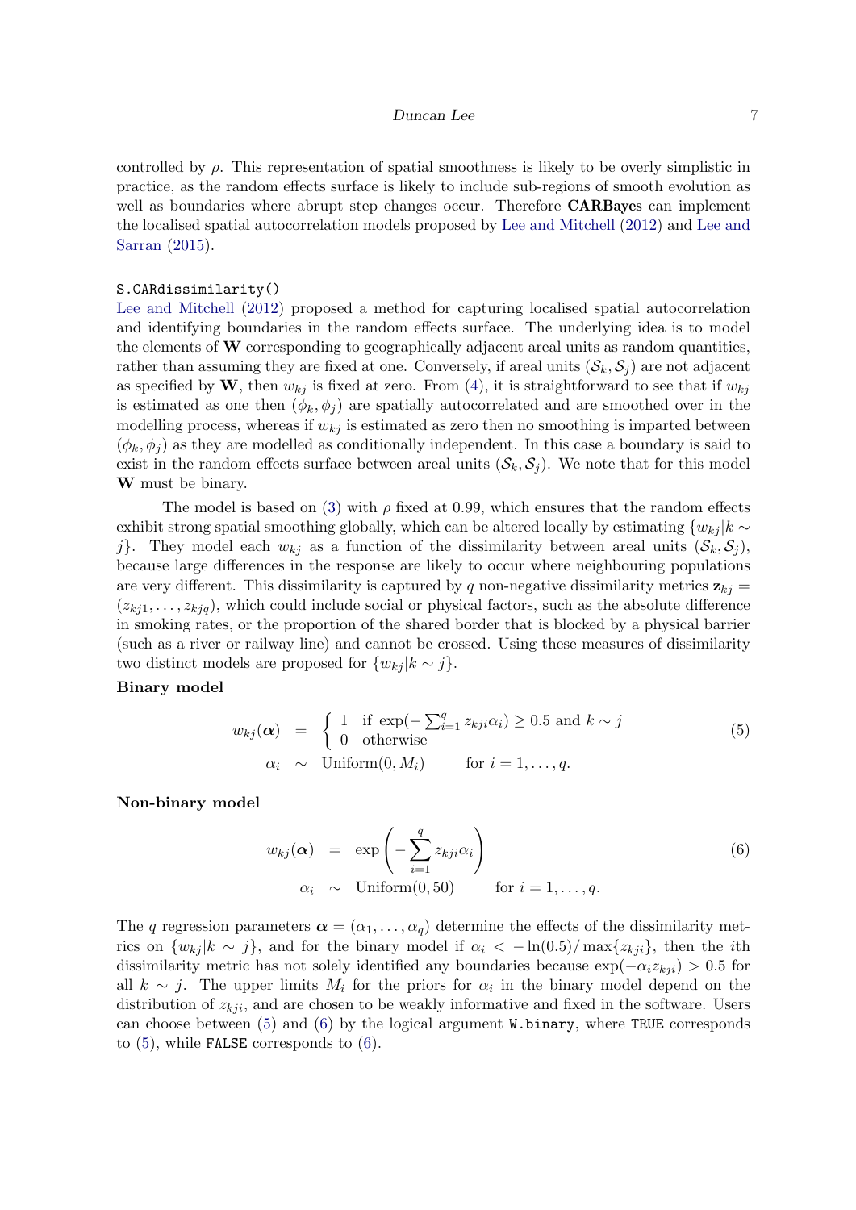controlled by $\rho$. This representation of spatial smoothness is likely to be overly simplistic in practice, as the random effects surface is likely to include sub-regions of smooth evolution as well as boundaries where abrupt step changes occur. Therefore **CARBayes** can implement the localised spatial autocorrelation models proposed by Lee and Mitchell (2012) and Lee and Sarran (2015).

### S.CARdissimilarity()

Lee and Mitchell (2012) proposed a method for capturing localised spatial autocorrelation and identifying boundaries in the random effects surface. The underlying idea is to model the elements of $\mathbf{W}$ corresponding to geographically adjacent areal units as random quantities, rather than assuming they are fixed at one. Conversely, if areal units $(\mathcal{S}_k, \mathcal{S}_j)$ are not adjacent as specified by $\mathbf{W}$, then $w_{kj}$ is fixed at zero. From (4), it is straightforward to see that if $w_{kj}$ is estimated as one then $(\phi_k, \phi_j)$ are spatially autocorrelated and are smoothed over in the modelling process, whereas if $w_{kj}$ is estimated as zero then no smoothing is imparted between $(\phi_k, \phi_j)$ as they are modelled as conditionally independent. In this case a boundary is said to exist in the random effects surface between areal units $(\mathcal{S}_k, \mathcal{S}_j)$. We note that for this model $\mathbf{W}$ must be binary.

The model is based on (3) with $\rho$ fixed at 0.99, which ensures that the random effects exhibit strong spatial smoothing globally, which can be altered locally by estimating $\{w_{kj}|k \sim j\}$. They model each $w_{kj}$ as a function of the dissimilarity between areal units $(\mathcal{S}_k, \mathcal{S}_j)$, because large differences in the response are likely to occur where neighbouring populations are very different. This dissimilarity is captured by $q$ non-negative dissimilarity metrics $\mathbf{z}_{kj} = (z_{kj1}, \ldots, z_{kjq})$, which could include social or physical factors, such as the absolute difference in smoking rates, or the proportion of the shared border that is blocked by a physical barrier (such as a river or railway line) and cannot be crossed. Using these measures of dissimilarity two distinct models are proposed for $\{w_{kj}|k \sim j\}$.

**Binary model**

$$
\begin{aligned}
w_{kj}(\boldsymbol{\alpha}) &= \begin{cases} 1 & \text{if } \exp(-\sum_{i=1}^{q} z_{kji}\alpha_i) \geq 0.5 \text{ and } k \sim j \\ 0 & \text{otherwise} \end{cases} \\
\alpha_i &\sim \text{Uniform}(0, M_i) \qquad \text{for } i = 1, \ldots, q.
\end{aligned} \tag{5}
$$

**Non-binary model**

$$
\begin{aligned}
w_{kj}(\boldsymbol{\alpha}) &= \exp\left(-\sum_{i=1}^{q} z_{kji}\alpha_i\right) \\
\alpha_i &\sim \text{Uniform}(0, 50) \qquad \text{for } i = 1, \ldots, q.
\end{aligned} \tag{6}
$$

The $q$ regression parameters $\boldsymbol{\alpha} = (\alpha_1, \ldots, \alpha_q)$ determine the effects of the dissimilarity metrics on $\{w_{kj}|k \sim j\}$, and for the binary model if $\alpha_i < -\ln(0.5)/\max\{z_{kji}\}$, then the $i$th dissimilarity metric has not solely identified any boundaries because $\exp(-\alpha_i z_{kji}) > 0.5$ for all $k \sim j$. The upper limits $M_i$ for the priors for $\alpha_i$ in the binary model depend on the distribution of $z_{kji}$, and are chosen to be weakly informative and fixed in the software. Users can choose between (5) and (6) by the logical argument `W.binary`, where `TRUE` corresponds to (5), while `FALSE` corresponds to (6).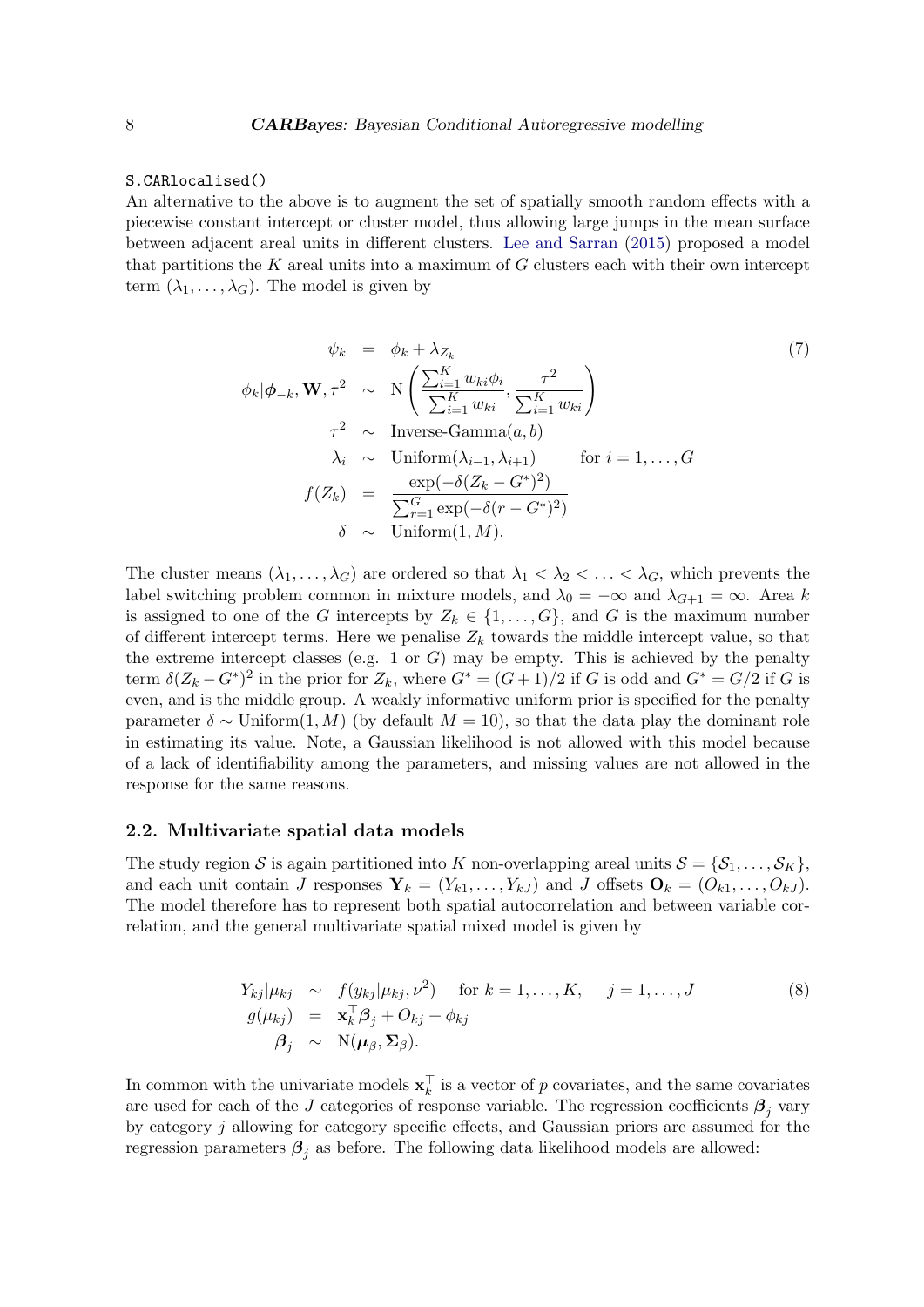```
S.CARlocalised()
```

An alternative to the above is to augment the set of spatially smooth random effects with a piecewise constant intercept or cluster model, thus allowing large jumps in the mean surface between adjacent areal units in different clusters. Lee and Sarran (2015) proposed a model that partitions the $K$ areal units into a maximum of $G$ clusters each with their own intercept term $(\lambda_1, \ldots, \lambda_G)$. The model is given by

$$
\begin{aligned}
\psi_k &= \phi_k + \lambda_{Z_k} \\
\phi_k | \boldsymbol{\phi}_{-k}, \mathbf{W}, \tau^2 &\sim \text{N}\left( \frac{\sum_{i=1}^K w_{ki}\phi_i}{\sum_{i=1}^K w_{ki}}, \frac{\tau^2}{\sum_{i=1}^K w_{ki}} \right) \\
\tau^2 &\sim \text{Inverse-Gamma}(a, b) \\
\lambda_i &\sim \text{Uniform}(\lambda_{i-1}, \lambda_{i+1}) \qquad \text{for } i = 1, \ldots, G \\
f(Z_k) &= \frac{\exp(-\delta(Z_k - G^*)^2)}{\sum_{r=1}^G \exp(-\delta(r - G^*)^2)} \\
\delta &\sim \text{Uniform}(1, M).
\end{aligned}
\tag{7}
$$

The cluster means $(\lambda_1, \ldots, \lambda_G)$ are ordered so that $\lambda_1 < \lambda_2 < \ldots < \lambda_G$, which prevents the label switching problem common in mixture models, and $\lambda_0 = -\infty$ and $\lambda_{G+1} = \infty$. Area $k$ is assigned to one of the $G$ intercepts by $Z_k \in \{1, \ldots, G\}$, and $G$ is the maximum number of different intercept terms. Here we penalise $Z_k$ towards the middle intercept value, so that the extreme intercept classes (e.g. 1 or $G$) may be empty. This is achieved by the penalty term $\delta(Z_k - G^*)^2$ in the prior for $Z_k$, where $G^* = (G+1)/2$ if $G$ is odd and $G^* = G/2$ if $G$ is even, and is the middle group. A weakly informative uniform prior is specified for the penalty parameter $\delta \sim \text{Uniform}(1, M)$ (by default $M = 10$), so that the data play the dominant role in estimating its value. Note, a Gaussian likelihood is not allowed with this model because of a lack of identifiability among the parameters, and missing values are not allowed in the response for the same reasons.

### 2.2. Multivariate spatial data models

The study region $\mathcal{S}$ is again partitioned into $K$ non-overlapping areal units $\mathcal{S} = \{\mathcal{S}_1, \ldots, \mathcal{S}_K\}$, and each unit contain $J$ responses $\mathbf{Y}_k = (Y_{k1}, \ldots, Y_{kJ})$ and $J$ offsets $\mathbf{O}_k = (O_{k1}, \ldots, O_{kJ})$. The model therefore has to represent both spatial autocorrelation and between variable correlation, and the general multivariate spatial mixed model is given by

$$
\begin{aligned}
Y_{kj} | \mu_{kj} &\sim f(y_{kj} | \mu_{kj}, \nu^2) \qquad \text{for } k = 1, \ldots, K, \quad j = 1, \ldots, J \\
g(\mu_{kj}) &= \mathbf{x}_k^\top \boldsymbol{\beta}_j + O_{kj} + \phi_{kj} \\
\boldsymbol{\beta}_j &\sim \text{N}(\boldsymbol{\mu}_\beta, \boldsymbol{\Sigma}_\beta).
\end{aligned}
\tag{8}
$$

In common with the univariate models $\mathbf{x}_k^\top$ is a vector of $p$ covariates, and the same covariates are used for each of the $J$ categories of response variable. The regression coefficients $\boldsymbol{\beta}_j$ vary by category $j$ allowing for category specific effects, and Gaussian priors are assumed for the regression parameters $\boldsymbol{\beta}_j$ as before. The following data likelihood models are allowed: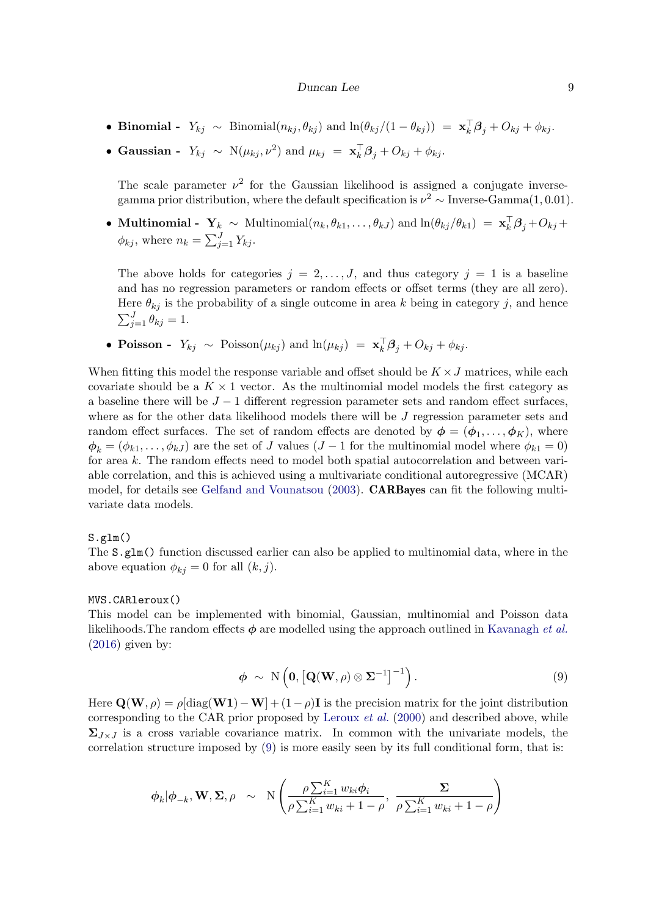- **Binomial -** $Y_{kj} \sim \text{Binomial}(n_{kj}, \theta_{kj})$ and $\ln(\theta_{kj}/(1-\theta_{kj})) = \mathbf{x}_k^\top \boldsymbol{\beta}_j + O_{kj} + \phi_{kj}$.
- **Gaussian -** $Y_{kj} \sim \text{N}(\mu_{kj}, \nu^2)$ and $\mu_{kj} = \mathbf{x}_k^\top \boldsymbol{\beta}_j + O_{kj} + \phi_{kj}$.

  The scale parameter $\nu^2$ for the Gaussian likelihood is assigned a conjugate inverse-gamma prior distribution, where the default specification is $\nu^2 \sim \text{Inverse-Gamma}(1, 0.01)$.

- **Multinomial -** $\mathbf{Y}_k \sim \text{Multinomial}(n_k, \theta_{k1}, \ldots, \theta_{kJ})$ and $\ln(\theta_{kj}/\theta_{k1}) = \mathbf{x}_k^\top \boldsymbol{\beta}_j + O_{kj} + \phi_{kj}$, where $n_k = \sum_{j=1}^{J} Y_{kj}$.

  The above holds for categories $j = 2, \ldots, J$, and thus category $j = 1$ is a baseline and has no regression parameters or random effects or offset terms (they are all zero). Here $\theta_{kj}$ is the probability of a single outcome in area $k$ being in category $j$, and hence $\sum_{j=1}^{J} \theta_{kj} = 1$.

- **Poisson -** $Y_{kj} \sim \text{Poisson}(\mu_{kj})$ and $\ln(\mu_{kj}) = \mathbf{x}_k^\top \boldsymbol{\beta}_j + O_{kj} + \phi_{kj}$.

When fitting this model the response variable and offset should be $K \times J$ matrices, while each covariate should be a $K \times 1$ vector. As the multinomial model models the first category as a baseline there will be $J - 1$ different regression parameter sets and random effect surfaces, where as for the other data likelihood models there will be $J$ regression parameter sets and random effect surfaces. The set of random effects are denoted by $\boldsymbol{\phi} = (\boldsymbol{\phi}_1, \ldots, \boldsymbol{\phi}_K)$, where $\boldsymbol{\phi}_k = (\phi_{k1}, \ldots, \phi_{kJ})$ are the set of $J$ values ($J - 1$ for the multinomial model where $\phi_{k1} = 0$) for area $k$. The random effects need to model both spatial autocorrelation and between variable correlation, and this is achieved using a multivariate conditional autoregressive (MCAR) model, for details see Gelfand and Vounatsou (2003). **CARBayes** can fit the following multivariate data models.

`S.glm()`

The `S.glm()` function discussed earlier can also be applied to multinomial data, where in the above equation $\phi_{kj} = 0$ for all $(k, j)$.

`MVS.CARleroux()`

This model can be implemented with binomial, Gaussian, multinomial and Poisson data likelihoods.The random effects $\boldsymbol{\phi}$ are modelled using the approach outlined in Kavanagh *et al.* (2016) given by:

$$\boldsymbol{\phi} \sim \text{N}\left(\mathbf{0}, \left[\mathbf{Q}(\mathbf{W}, \rho) \otimes \boldsymbol{\Sigma}^{-1}\right]^{-1}\right). \tag{9}$$

Here $\mathbf{Q}(\mathbf{W}, \rho) = \rho[\text{diag}(\mathbf{W}\mathbf{1}) - \mathbf{W}] + (1 - \rho)\mathbf{I}$ is the precision matrix for the joint distribution corresponding to the CAR prior proposed by Leroux *et al.* (2000) and described above, while $\boldsymbol{\Sigma}_{J \times J}$ is a cross variable covariance matrix. In common with the univariate models, the correlation structure imposed by (9) is more easily seen by its full conditional form, that is:

$$\boldsymbol{\phi}_k | \boldsymbol{\phi}_{-k}, \mathbf{W}, \boldsymbol{\Sigma}, \rho \sim \text{N}\left(\frac{\rho \sum_{i=1}^{K} w_{ki} \boldsymbol{\phi}_i}{\rho \sum_{i=1}^{K} w_{ki} + 1 - \rho}, \frac{\boldsymbol{\Sigma}}{\rho \sum_{i=1}^{K} w_{ki} + 1 - \rho}\right)$$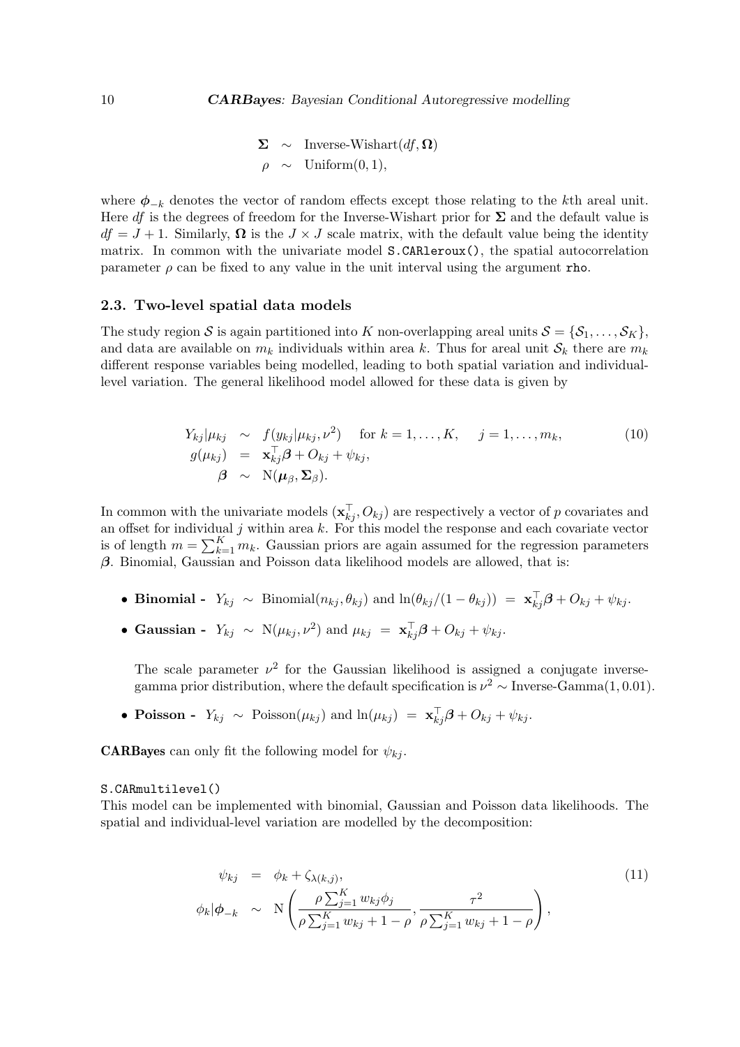$$
\begin{aligned}
\mathbf{\Sigma} &\sim \text{Inverse-Wishart}(df, \mathbf{\Omega}) \\
\rho &\sim \text{Uniform}(0, 1),
\end{aligned}
$$

where $\boldsymbol{\phi}_{-k}$ denotes the vector of random effects except those relating to the $k$th areal unit. Here $df$ is the degrees of freedom for the Inverse-Wishart prior for $\mathbf{\Sigma}$ and the default value is $df = J + 1$. Similarly, $\mathbf{\Omega}$ is the $J \times J$ scale matrix, with the default value being the identity matrix. In common with the univariate model `S.CARleroux()`, the spatial autocorrelation parameter $\rho$ can be fixed to any value in the unit interval using the argument `rho`.

### 2.3. Two-level spatial data models

The study region $\mathcal{S}$ is again partitioned into $K$ non-overlapping areal units $\mathcal{S} = \{\mathcal{S}_1, \ldots, \mathcal{S}_K\}$, and data are available on $m_k$ individuals within area $k$. Thus for areal unit $\mathcal{S}_k$ there are $m_k$ different response variables being modelled, leading to both spatial variation and individual-level variation. The general likelihood model allowed for these data is given by

$$
\begin{aligned}
Y_{kj}|\mu_{kj} &\sim f(y_{kj}|\mu_{kj}, \nu^2) \quad \text{for } k = 1, \ldots, K, \quad j = 1, \ldots, m_k, \\
g(\mu_{kj}) &= \mathbf{x}_{kj}^\top \boldsymbol{\beta} + O_{kj} + \psi_{kj}, \\
\boldsymbol{\beta} &\sim \text{N}(\boldsymbol{\mu}_\beta, \mathbf{\Sigma}_\beta).
\end{aligned} \tag{10}
$$

In common with the univariate models $(\mathbf{x}_{kj}^\top, O_{kj})$ are respectively a vector of $p$ covariates and an offset for individual $j$ within area $k$. For this model the response and each covariate vector is of length $m = \sum_{k=1}^K m_k$. Gaussian priors are again assumed for the regression parameters $\boldsymbol{\beta}$. Binomial, Gaussian and Poisson data likelihood models are allowed, that is:

- **Binomial -** $Y_{kj} \sim \text{Binomial}(n_{kj}, \theta_{kj})$ and $\ln(\theta_{kj}/(1 - \theta_{kj})) = \mathbf{x}_{kj}^\top \boldsymbol{\beta} + O_{kj} + \psi_{kj}$.
- **Gaussian -** $Y_{kj} \sim \text{N}(\mu_{kj}, \nu^2)$ and $\mu_{kj} = \mathbf{x}_{kj}^\top \boldsymbol{\beta} + O_{kj} + \psi_{kj}$.

  The scale parameter $\nu^2$ for the Gaussian likelihood is assigned a conjugate inverse-gamma prior distribution, where the default specification is $\nu^2 \sim \text{Inverse-Gamma}(1, 0.01)$.
- **Poisson -** $Y_{kj} \sim \text{Poisson}(\mu_{kj})$ and $\ln(\mu_{kj}) = \mathbf{x}_{kj}^\top \boldsymbol{\beta} + O_{kj} + \psi_{kj}$.

**CARBayes** can only fit the following model for $\psi_{kj}$.

`S.CARmultilevel()`

This model can be implemented with binomial, Gaussian and Poisson data likelihoods. The spatial and individual-level variation are modelled by the decomposition:

$$
\begin{aligned}
\psi_{kj} &= \phi_k + \zeta_{\lambda(k,j)}, \\
\phi_k|\boldsymbol{\phi}_{-k} &\sim \text{N}\left(\frac{\rho \sum_{j=1}^K w_{kj}\phi_j}{\rho \sum_{j=1}^K w_{kj} + 1 - \rho}, \frac{\tau^2}{\rho \sum_{j=1}^K w_{kj} + 1 - \rho}\right),
\end{aligned} \tag{11}
$$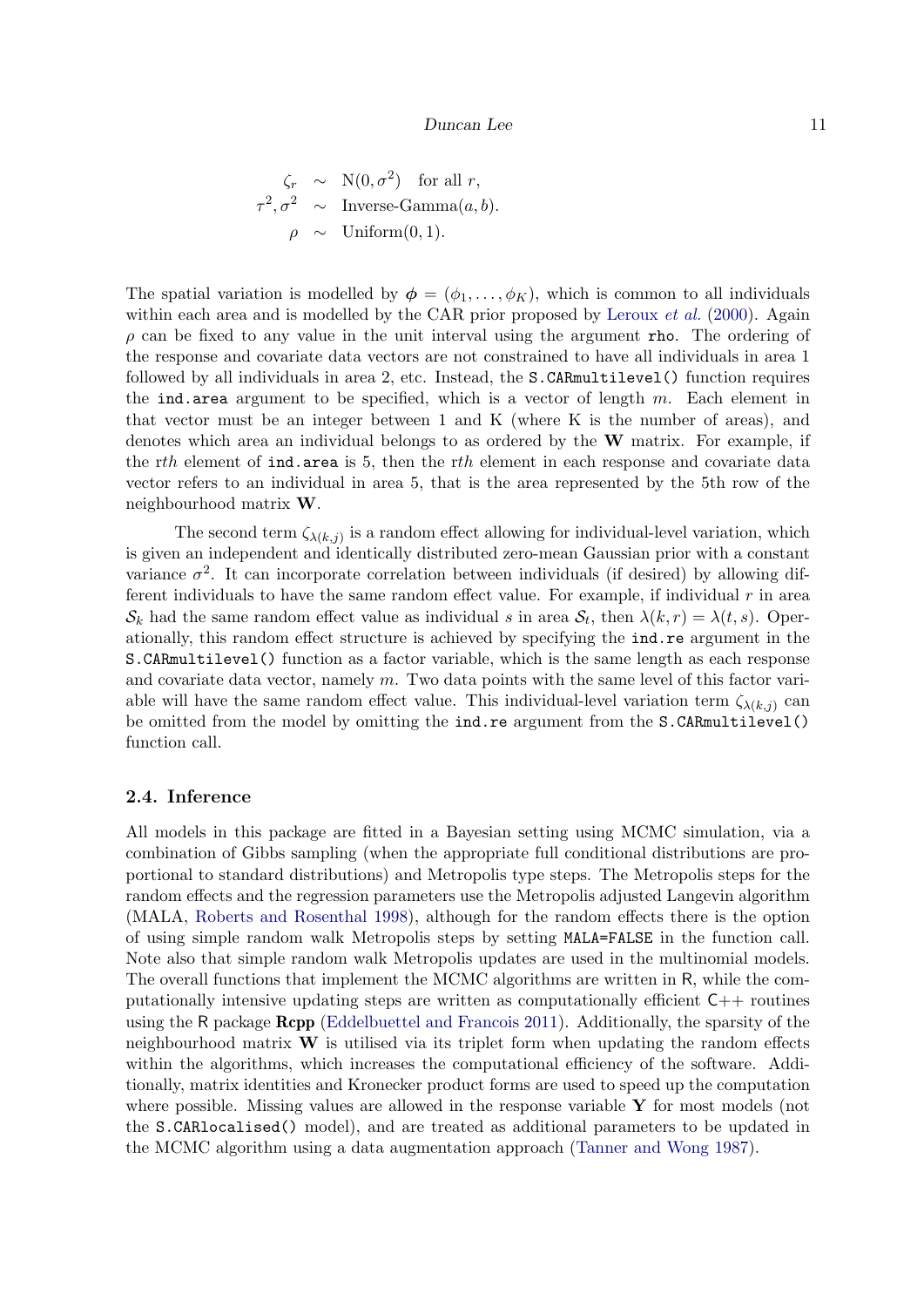$$
\begin{aligned}
\zeta_r &\sim \text{N}(0, \sigma^2) \quad \text{for all } r, \\
\tau^2, \sigma^2 &\sim \text{Inverse-Gamma}(a, b). \\
\rho &\sim \text{Uniform}(0, 1).
\end{aligned}
$$

The spatial variation is modelled by $\boldsymbol{\phi} = (\phi_1, \ldots, \phi_K)$, which is common to all individuals within each area and is modelled by the CAR prior proposed by Leroux *et al.* (2000). Again $\rho$ can be fixed to any value in the unit interval using the argument `rho`. The ordering of the response and covariate data vectors are not constrained to have all individuals in area 1 followed by all individuals in area 2, etc. Instead, the `S.CARmultilevel()` function requires the `ind.area` argument to be specified, which is a vector of length $m$. Each element in that vector must be an integer between 1 and K (where K is the number of areas), and denotes which area an individual belongs to as ordered by the $\mathbf{W}$ matrix. For example, if the $r$*th* element of `ind.area` is 5, then the $r$*th* element in each response and covariate data vector refers to an individual in area 5, that is the area represented by the 5th row of the neighbourhood matrix $\mathbf{W}$.

The second term $\zeta_{\lambda(k,j)}$ is a random effect allowing for individual-level variation, which is given an independent and identically distributed zero-mean Gaussian prior with a constant variance $\sigma^2$. It can incorporate correlation between individuals (if desired) by allowing different individuals to have the same random effect value. For example, if individual $r$ in area $\mathcal{S}_k$ had the same random effect value as individual $s$ in area $\mathcal{S}_t$, then $\lambda(k,r) = \lambda(t,s)$. Operationally, this random effect structure is achieved by specifying the `ind.re` argument in the `S.CARmultilevel()` function as a factor variable, which is the same length as each response and covariate data vector, namely $m$. Two data points with the same level of this factor variable will have the same random effect value. This individual-level variation term $\zeta_{\lambda(k,j)}$ can be omitted from the model by omitting the `ind.re` argument from the `S.CARmultilevel()` function call.

### 2.4. Inference

All models in this package are fitted in a Bayesian setting using MCMC simulation, via a combination of Gibbs sampling (when the appropriate full conditional distributions are proportional to standard distributions) and Metropolis type steps. The Metropolis steps for the random effects and the regression parameters use the Metropolis adjusted Langevin algorithm (MALA, Roberts and Rosenthal 1998), although for the random effects there is the option of using simple random walk Metropolis steps by setting `MALA=FALSE` in the function call. Note also that simple random walk Metropolis updates are used in the multinomial models. The overall functions that implement the MCMC algorithms are written in R, while the computationally intensive updating steps are written as computationally efficient C++ routines using the R package **Rcpp** (Eddelbuettel and Francois 2011). Additionally, the sparsity of the neighbourhood matrix $\mathbf{W}$ is utilised via its triplet form when updating the random effects within the algorithms, which increases the computational efficiency of the software. Additionally, matrix identities and Kronecker product forms are used to speed up the computation where possible. Missing values are allowed in the response variable $\mathbf{Y}$ for most models (not the `S.CARlocalised()` model), and are treated as additional parameters to be updated in the MCMC algorithm using a data augmentation approach (Tanner and Wong 1987).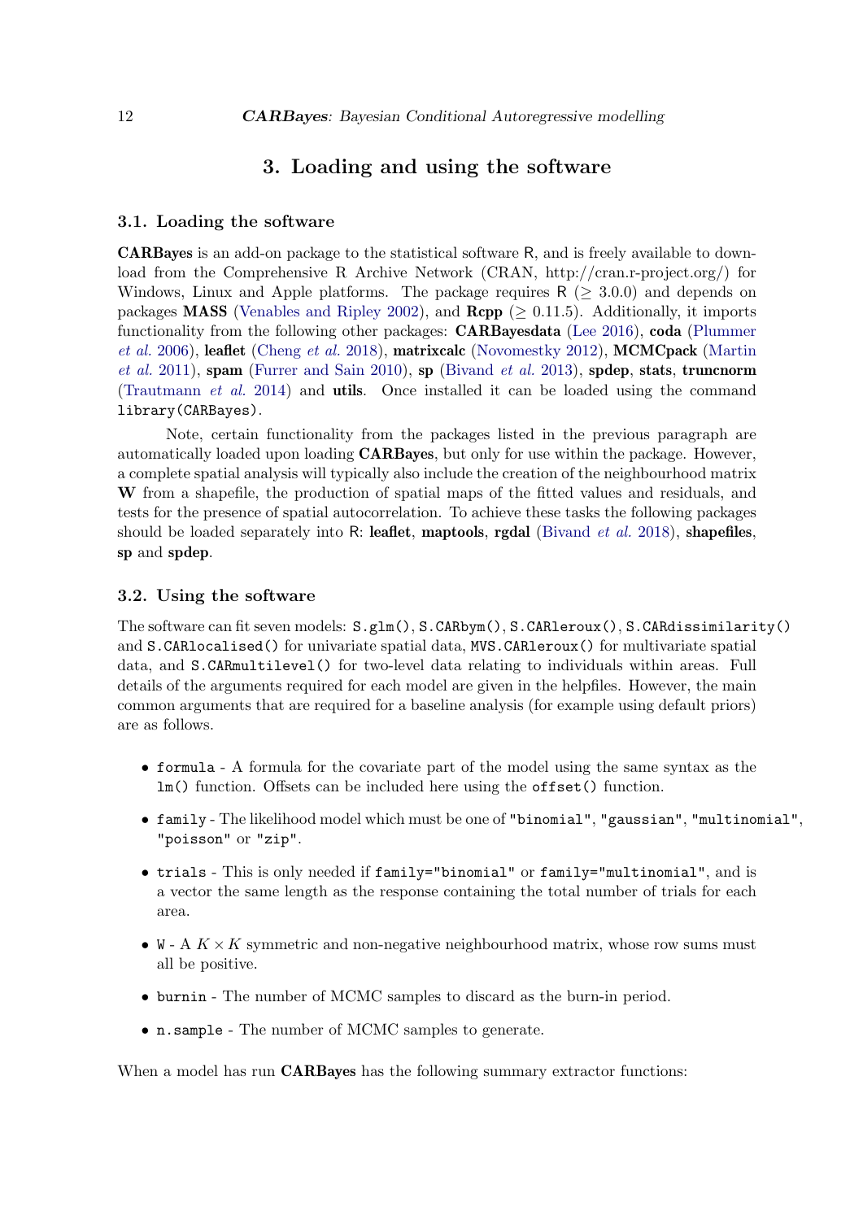# 3. Loading and using the software

## 3.1. Loading the software

**CARBayes** is an add-on package to the statistical software R, and is freely available to download from the Comprehensive R Archive Network (CRAN, http://cran.r-project.org/) for Windows, Linux and Apple platforms. The package requires R ($\geq$ 3.0.0) and depends on packages **MASS** (Venables and Ripley 2002), and **Rcpp** ($\geq$ 0.11.5). Additionally, it imports functionality from the following other packages: **CARBayesdata** (Lee 2016), **coda** (Plummer *et al.* 2006), **leaflet** (Cheng *et al.* 2018), **matrixcalc** (Novomestky 2012), **MCMCpack** (Martin *et al.* 2011), **spam** (Furrer and Sain 2010), **sp** (Bivand *et al.* 2013), **spdep**, **stats**, **truncnorm** (Trautmann *et al.* 2014) and **utils**. Once installed it can be loaded using the command `library(CARBayes)`.

Note, certain functionality from the packages listed in the previous paragraph are automatically loaded upon loading **CARBayes**, but only for use within the package. However, a complete spatial analysis will typically also include the creation of the neighbourhood matrix $\mathbf{W}$ from a shapefile, the production of spatial maps of the fitted values and residuals, and tests for the presence of spatial autocorrelation. To achieve these tasks the following packages should be loaded separately into R: **leaflet**, **maptools**, **rgdal** (Bivand *et al.* 2018), **shapefiles**, **sp** and **spdep**.

## 3.2. Using the software

The software can fit seven models: `S.glm()`, `S.CARbym()`, `S.CARleroux()`, `S.CARdissimilarity()` and `S.CARlocalised()` for univariate spatial data, `MVS.CARleroux()` for multivariate spatial data, and `S.CARmultilevel()` for two-level data relating to individuals within areas. Full details of the arguments required for each model are given in the helpfiles. However, the main common arguments that are required for a baseline analysis (for example using default priors) are as follows.

- `formula` - A formula for the covariate part of the model using the same syntax as the `lm()` function. Offsets can be included here using the `offset()` function.
- `family` - The likelihood model which must be one of `"binomial"`, `"gaussian"`, `"multinomial"`, `"poisson"` or `"zip"`.
- `trials` - This is only needed if `family="binomial"` or `family="multinomial"`, and is a vector the same length as the response containing the total number of trials for each area.
- `W` - A $K \times K$ symmetric and non-negative neighbourhood matrix, whose row sums must all be positive.
- `burnin` - The number of MCMC samples to discard as the burn-in period.
- `n.sample` - The number of MCMC samples to generate.

When a model has run **CARBayes** has the following summary extractor functions: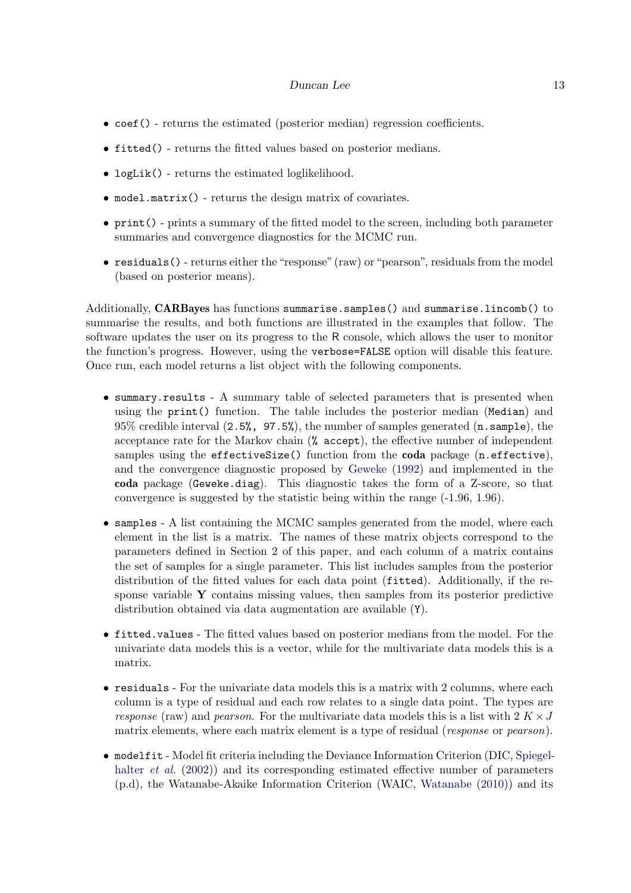- `coef()` - returns the estimated (posterior median) regression coefficients.
- `fitted()` - returns the fitted values based on posterior medians.
- `logLik()` - returns the estimated loglikelihood.
- `model.matrix()` - returns the design matrix of covariates.
- `print()` - prints a summary of the fitted model to the screen, including both parameter summaries and convergence diagnostics for the MCMC run.
- `residuals()` - returns either the "response" (raw) or "pearson", residuals from the model (based on posterior means).

Additionally, **CARBayes** has functions `summarise.samples()` and `summarise.lincomb()` to summarise the results, and both functions are illustrated in the examples that follow. The software updates the user on its progress to the R console, which allows the user to monitor the function's progress. However, using the `verbose=FALSE` option will disable this feature. Once run, each model returns a list object with the following components.

- `summary.results` - A summary table of selected parameters that is presented when using the `print()` function. The table includes the posterior median (`Median`) and 95% credible interval (`2.5%, 97.5%`), the number of samples generated (`n.sample`), the acceptance rate for the Markov chain (`% accept`), the effective number of independent samples using the `effectiveSize()` function from the **coda** package (`n.effective`), and the convergence diagnostic proposed by Geweke (1992) and implemented in the **coda** package (`Geweke.diag`). This diagnostic takes the form of a Z-score, so that convergence is suggested by the statistic being within the range (-1.96, 1.96).
- `samples` - A list containing the MCMC samples generated from the model, where each element in the list is a matrix. The names of these matrix objects correspond to the parameters defined in Section 2 of this paper, and each column of a matrix contains the set of samples for a single parameter. This list includes samples from the posterior distribution of the fitted values for each data point (`fitted`). Additionally, if the response variable $\mathbf{Y}$ contains missing values, then samples from its posterior predictive distribution obtained via data augmentation are available (`Y`).
- `fitted.values` - The fitted values based on posterior medians from the model. For the univariate data models this is a vector, while for the multivariate data models this is a matrix.
- `residuals` - For the univariate data models this is a matrix with 2 columns, where each column is a type of residual and each row relates to a single data point. The types are *response* (raw) and *pearson*. For the multivariate data models this is a list with 2 $K \times J$ matrix elements, where each matrix element is a type of residual (*response* or *pearson*).
- `modelfit` - Model fit criteria including the Deviance Information Criterion (DIC, Spiegelhalter *et al.* (2002)) and its corresponding estimated effective number of parameters (p.d), the Watanabe-Akaike Information Criterion (WAIC, Watanabe (2010)) and its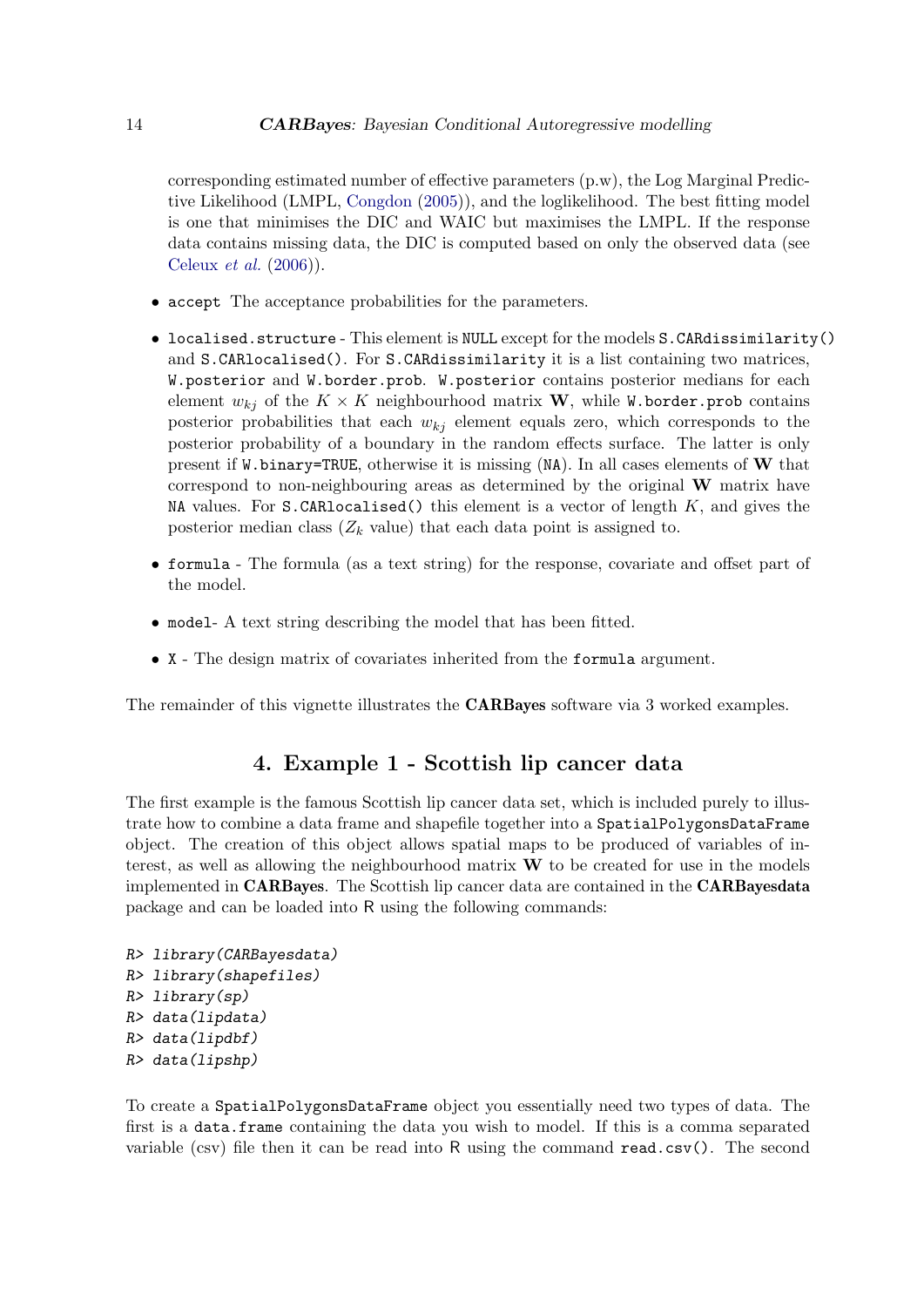corresponding estimated number of effective parameters (p.w), the Log Marginal Predictive Likelihood (LMPL, Congdon (2005)), and the loglikelihood. The best fitting model is one that minimises the DIC and WAIC but maximises the LMPL. If the response data contains missing data, the DIC is computed based on only the observed data (see Celeux *et al.* (2006)).

- `accept` The acceptance probabilities for the parameters.
- `localised.structure` - This element is `NULL` except for the models `S.CARdissimilarity()` and `S.CARlocalised()`. For `S.CARdissimilarity` it is a list containing two matrices, `W.posterior` and `W.border.prob`. `W.posterior` contains posterior medians for each element $w_{kj}$ of the $K \times K$ neighbourhood matrix $\mathbf{W}$, while `W.border.prob` contains posterior probabilities that each $w_{kj}$ element equals zero, which corresponds to the posterior probability of a boundary in the random effects surface. The latter is only present if `W.binary=TRUE`, otherwise it is missing (`NA`). In all cases elements of $\mathbf{W}$ that correspond to non-neighbouring areas as determined by the original $\mathbf{W}$ matrix have `NA` values. For `S.CARlocalised()` this element is a vector of length $K$, and gives the posterior median class ($Z_k$ value) that each data point is assigned to.
- `formula` - The formula (as a text string) for the response, covariate and offset part of the model.
- `model`- A text string describing the model that has been fitted.
- `X` - The design matrix of covariates inherited from the `formula` argument.

The remainder of this vignette illustrates the **CARBayes** software via 3 worked examples.

## 4. Example 1 - Scottish lip cancer data

The first example is the famous Scottish lip cancer data set, which is included purely to illustrate how to combine a data frame and shapefile together into a `SpatialPolygonsDataFrame` object. The creation of this object allows spatial maps to be produced of variables of interest, as well as allowing the neighbourhood matrix $\mathbf{W}$ to be created for use in the models implemented in **CARBayes**. The Scottish lip cancer data are contained in the **CARBayesdata** package and can be loaded into R using the following commands:

```
R> library(CARBayesdata)
R> library(shapefiles)
R> library(sp)
R> data(lipdata)
R> data(lipdbf)
R> data(lipshp)
```

To create a `SpatialPolygonsDataFrame` object you essentially need two types of data. The first is a `data.frame` containing the data you wish to model. If this is a comma separated variable (csv) file then it can be read into R using the command `read.csv()`. The second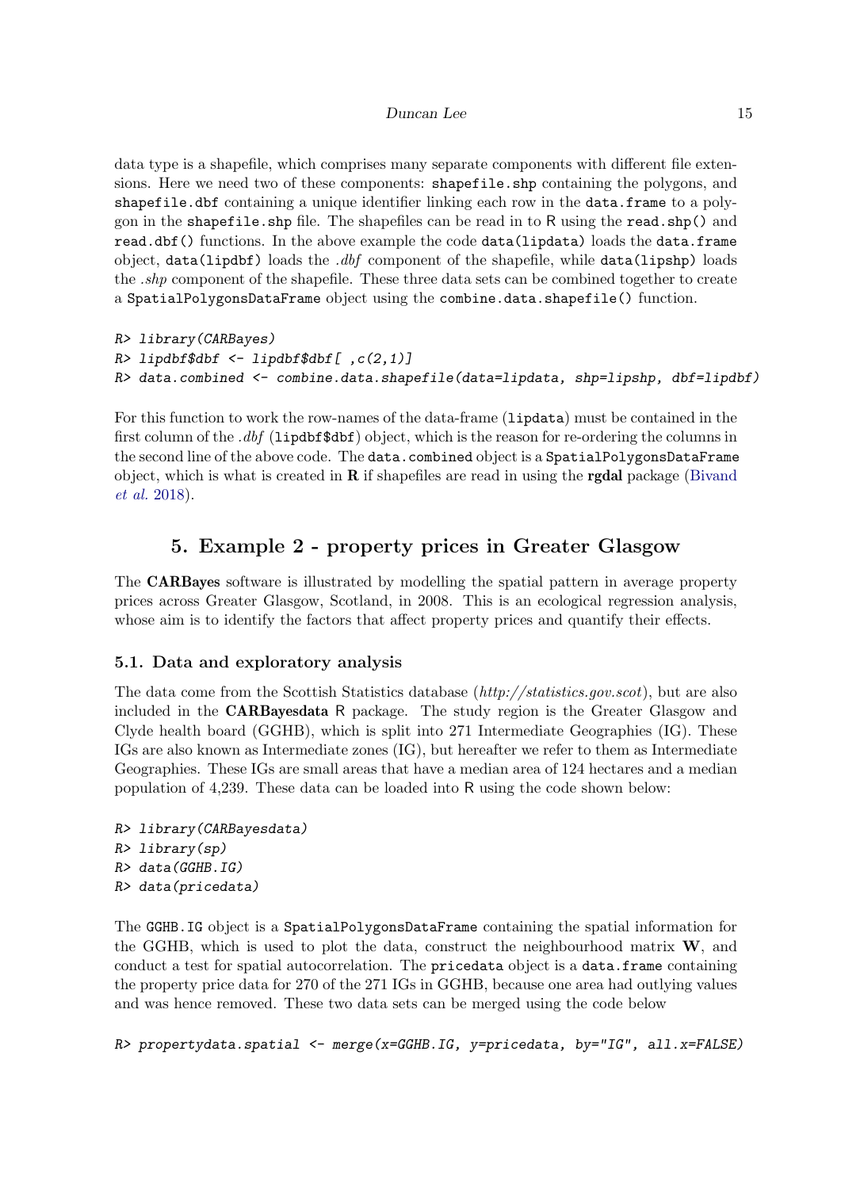data type is a shapefile, which comprises many separate components with different file extensions. Here we need two of these components: `shapefile.shp` containing the polygons, and `shapefile.dbf` containing a unique identifier linking each row in the `data.frame` to a polygon in the `shapefile.shp` file. The shapefiles can be read in to R using the `read.shp()` and `read.dbf()` functions. In the above example the code `data(lipdata)` loads the `data.frame` object, `data(lipdbf)` loads the *.dbf* component of the shapefile, while `data(lipshp)` loads the *.shp* component of the shapefile. These three data sets can be combined together to create a `SpatialPolygonsDataFrame` object using the `combine.data.shapefile()` function.

```
R> library(CARBayes)
R> lipdbf$dbf <- lipdbf$dbf[ ,c(2,1)]
R> data.combined <- combine.data.shapefile(data=lipdata, shp=lipshp, dbf=lipdbf)
```

For this function to work the row-names of the data-frame (`lipdata`) must be contained in the first column of the *.dbf* (`lipdbf$dbf`) object, which is the reason for re-ordering the columns in the second line of the above code. The `data.combined` object is a `SpatialPolygonsDataFrame` object, which is what is created in **R** if shapefiles are read in using the **rgdal** package (Bivand *et al.* 2018).

# 5. Example 2 - property prices in Greater Glasgow

The **CARBayes** software is illustrated by modelling the spatial pattern in average property prices across Greater Glasgow, Scotland, in 2008. This is an ecological regression analysis, whose aim is to identify the factors that affect property prices and quantify their effects.

## 5.1. Data and exploratory analysis

The data come from the Scottish Statistics database (*http://statistics.gov.scot*), but are also included in the **CARBayesdata** R package. The study region is the Greater Glasgow and Clyde health board (GGHB), which is split into 271 Intermediate Geographies (IG). These IGs are also known as Intermediate zones (IG), but hereafter we refer to them as Intermediate Geographies. These IGs are small areas that have a median area of 124 hectares and a median population of 4,239. These data can be loaded into R using the code shown below:

```
R> library(CARBayesdata)
R> library(sp)
R> data(GGHB.IG)
R> data(pricedata)
```

The `GGHB.IG` object is a `SpatialPolygonsDataFrame` containing the spatial information for the GGHB, which is used to plot the data, construct the neighbourhood matrix $\mathbf{W}$, and conduct a test for spatial autocorrelation. The `pricedata` object is a `data.frame` containing the property price data for 270 of the 271 IGs in GGHB, because one area had outlying values and was hence removed. These two data sets can be merged using the code below

```
R> propertydata.spatial <- merge(x=GGHB.IG, y=pricedata, by="IG", all.x=FALSE)
```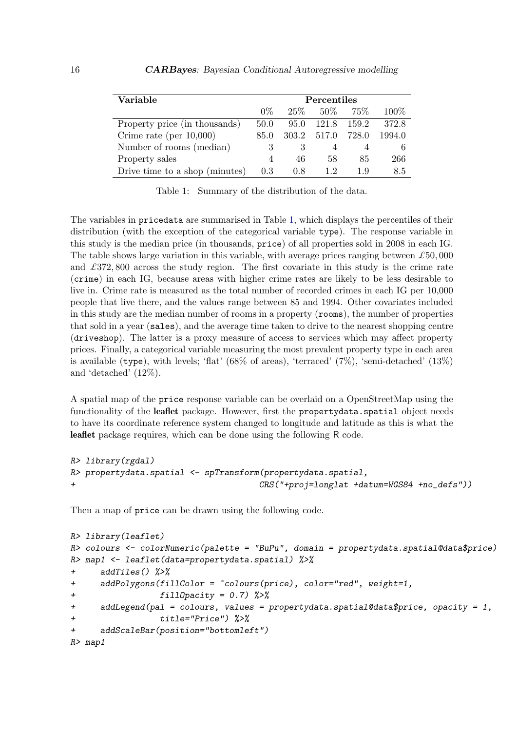| Variable | Percentiles | | | | |
|---|---|---|---|---|---|
| | 0% | 25% | 50% | 75% | 100% |
| Property price (in thousands) | 50.0 | 95.0 | 121.8 | 159.2 | 372.8 |
| Crime rate (per 10,000) | 85.0 | 303.2 | 517.0 | 728.0 | 1994.0 |
| Number of rooms (median) | 3 | 3 | 4 | 4 | 6 |
| Property sales | 4 | 46 | 58 | 85 | 266 |
| Drive time to a shop (minutes) | 0.3 | 0.8 | 1.2 | 1.9 | 8.5 |

Table 1: Summary of the distribution of the data.

The variables in `pricedata` are summarised in Table 1, which displays the percentiles of their distribution (with the exception of the categorical variable `type`). The response variable in this study is the median price (in thousands, `price`) of all properties sold in 2008 in each IG. The table shows large variation in this variable, with average prices ranging between £50,000 and £372,800 across the study region. The first covariate in this study is the crime rate (`crime`) in each IG, because areas with higher crime rates are likely to be less desirable to live in. Crime rate is measured as the total number of recorded crimes in each IG per 10,000 people that live there, and the values range between 85 and 1994. Other covariates included in this study are the median number of rooms in a property (`rooms`), the number of properties that sold in a year (`sales`), and the average time taken to drive to the nearest shopping centre (`driveshop`). The latter is a proxy measure of access to services which may affect property prices. Finally, a categorical variable measuring the most prevalent property type in each area is available (`type`), with levels; 'flat' (68% of areas), 'terraced' (7%), 'semi-detached' (13%) and 'detached' (12%).

A spatial map of the `price` response variable can be overlaid on a OpenStreetMap using the functionality of the **leaflet** package. However, first the `propertydata.spatial` object needs to have its coordinate reference system changed to longitude and latitude as this is what the **leaflet** package requires, which can be done using the following R code.

```
R> library(rgdal)
R> propertydata.spatial <- spTransform(propertydata.spatial,
+                                   CRS("+proj=longlat +datum=WGS84 +no_defs"))
```

Then a map of `price` can be drawn using the following code.

```
R> library(leaflet)
R> colours <- colorNumeric(palette = "BuPu", domain = propertydata.spatial@data$price)
R> map1 <- leaflet(data=propertydata.spatial) %>%
+     addTiles() %>%
+     addPolygons(fillColor = ~colours(price), color="red", weight=1,
+                 fillOpacity = 0.7) %>%
+     addLegend(pal = colours, values = propertydata.spatial@data$price, opacity = 1,
+                 title="Price") %>%
+     addScaleBar(position="bottomleft")
R> map1
```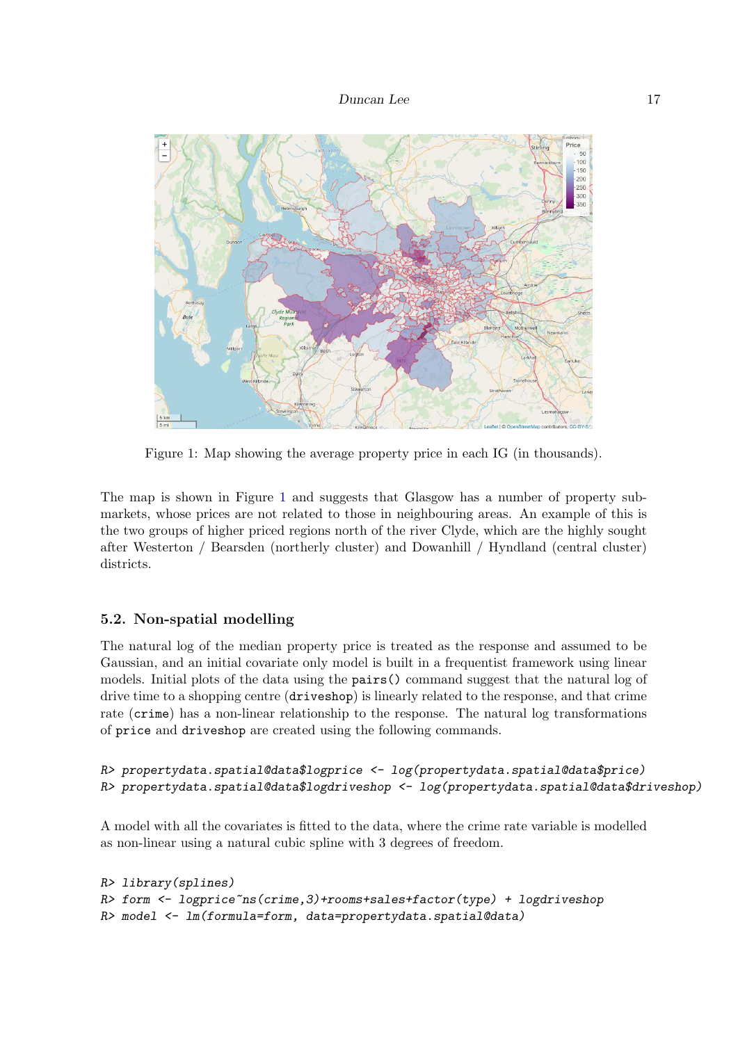Figure 1: Map showing the average property price in each IG (in thousands).

The map is shown in Figure 1 and suggests that Glasgow has a number of property sub-markets, whose prices are not related to those in neighbouring areas. An example of this is the two groups of higher priced regions north of the river Clyde, which are the highly sought after Westerton / Bearsden (northerly cluster) and Dowanhill / Hyndland (central cluster) districts.

### 5.2. Non-spatial modelling

The natural log of the median property price is treated as the response and assumed to be Gaussian, and an initial covariate only model is built in a frequentist framework using linear models. Initial plots of the data using the `pairs()` command suggest that the natural log of drive time to a shopping centre (`driveshop`) is linearly related to the response, and that crime rate (`crime`) has a non-linear relationship to the response. The natural log transformations of `price` and `driveshop` are created using the following commands.

```
R> propertydata.spatial@data$logprice <- log(propertydata.spatial@data$price)
R> propertydata.spatial@data$logdriveshop <- log(propertydata.spatial@data$driveshop)
```

A model with all the covariates is fitted to the data, where the crime rate variable is modelled as non-linear using a natural cubic spline with 3 degrees of freedom.

```
R> library(splines)
R> form <- logprice~ns(crime,3)+rooms+sales+factor(type) + logdriveshop
R> model <- lm(formula=form, data=propertydata.spatial@data)
```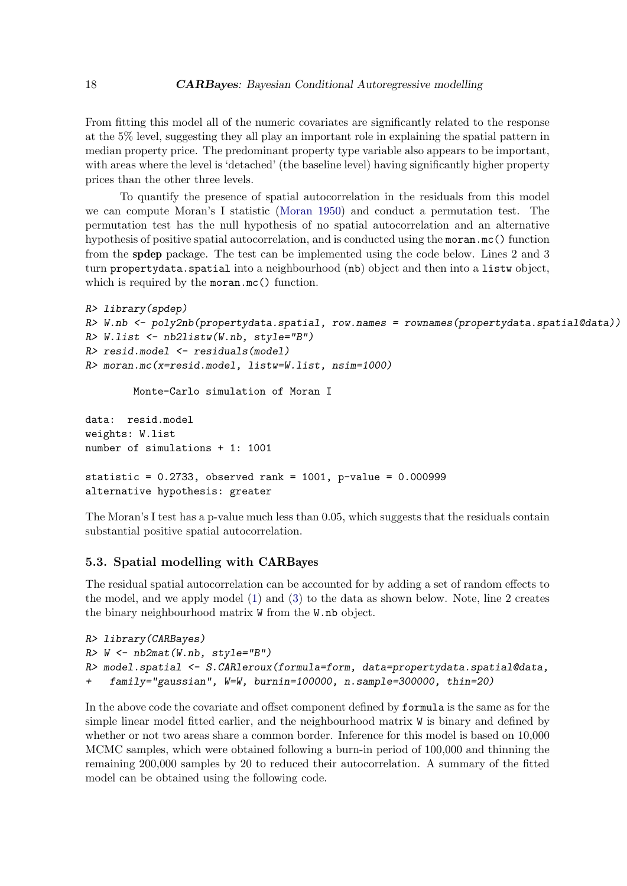From fitting this model all of the numeric covariates are significantly related to the response at the 5% level, suggesting they all play an important role in explaining the spatial pattern in median property price. The predominant property type variable also appears to be important, with areas where the level is 'detached' (the baseline level) having significantly higher property prices than the other three levels.

To quantify the presence of spatial autocorrelation in the residuals from this model we can compute Moran's I statistic (Moran 1950) and conduct a permutation test. The permutation test has the null hypothesis of no spatial autocorrelation and an alternative hypothesis of positive spatial autocorrelation, and is conducted using the `moran.mc()` function from the **spdep** package. The test can be implemented using the code below. Lines 2 and 3 turn `propertydata.spatial` into a neighbourhood (`nb`) object and then into a `listw` object, which is required by the `moran.mc()` function.

```
R> library(spdep)
R> W.nb <- poly2nb(propertydata.spatial, row.names = rownames(propertydata.spatial@data))
R> W.list <- nb2listw(W.nb, style="B")
R> resid.model <- residuals(model)
R> moran.mc(x=resid.model, listw=W.list, nsim=1000)

        Monte-Carlo simulation of Moran I

data:  resid.model
weights: W.list
number of simulations + 1: 1001

statistic = 0.2733, observed rank = 1001, p-value = 0.000999
alternative hypothesis: greater
```

The Moran's I test has a p-value much less than 0.05, which suggests that the residuals contain substantial positive spatial autocorrelation.

### 5.3. Spatial modelling with CARBayes

The residual spatial autocorrelation can be accounted for by adding a set of random effects to the model, and we apply model (1) and (3) to the data as shown below. Note, line 2 creates the binary neighbourhood matrix `W` from the `W.nb` object.

```
R> library(CARBayes)
R> W <- nb2mat(W.nb, style="B")
R> model.spatial <- S.CARleroux(formula=form, data=propertydata.spatial@data,
+   family="gaussian", W=W, burnin=100000, n.sample=300000, thin=20)
```

In the above code the covariate and offset component defined by `formula` is the same as for the simple linear model fitted earlier, and the neighbourhood matrix `W` is binary and defined by whether or not two areas share a common border. Inference for this model is based on 10,000 MCMC samples, which were obtained following a burn-in period of 100,000 and thinning the remaining 200,000 samples by 20 to reduced their autocorrelation. A summary of the fitted model can be obtained using the following code.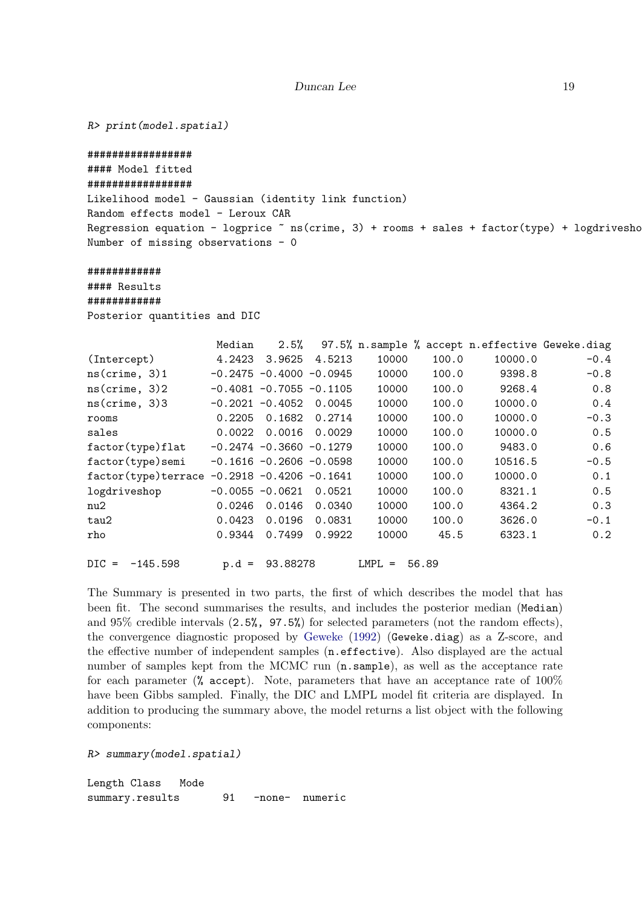```
R> print(model.spatial)

#################
#### Model fitted
#################
Likelihood model - Gaussian (identity link function)
Random effects model - Leroux CAR
Regression equation - logprice ~ ns(crime, 3) + rooms + sales + factor(type) + logdrivesho
Number of missing observations - 0

############
#### Results
############
Posterior quantities and DIC

                    Median    2.5%   97.5% n.sample % accept n.effective Geweke.diag
(Intercept)         4.2423  3.9625  4.5213    10000    100.0     10000.0        -0.4
ns(crime, 3)1      -0.2475 -0.4000 -0.0945    10000    100.0      9398.8        -0.8
ns(crime, 3)2      -0.4081 -0.7055 -0.1105    10000    100.0      9268.4         0.8
ns(crime, 3)3      -0.2021 -0.4052  0.0045    10000    100.0     10000.0         0.4
rooms               0.2205  0.1682  0.2714    10000    100.0     10000.0        -0.3
sales               0.0022  0.0016  0.0029    10000    100.0     10000.0         0.5
factor(type)flat   -0.2474 -0.3660 -0.1279    10000    100.0      9483.0         0.6
factor(type)semi   -0.1616 -0.2606 -0.0598    10000    100.0     10516.5        -0.5
factor(type)terrace -0.2918 -0.4206 -0.1641   10000    100.0     10000.0         0.1
logdriveshop       -0.0055 -0.0621  0.0521    10000    100.0      8321.1         0.5
nu2                 0.0246  0.0146  0.0340    10000    100.0      4364.2         0.3
tau2                0.0423  0.0196  0.0831    10000    100.0      3626.0        -0.1
rho                 0.9344  0.7499  0.9922    10000     45.5      6323.1         0.2

DIC =  -145.598       p.d =  93.88278       LMPL =  56.89
```

The Summary is presented in two parts, the first of which describes the model that has been fit. The second summarises the results, and includes the posterior median (`Median`) and 95% credible intervals (`2.5%, 97.5%`) for selected parameters (not the random effects), the convergence diagnostic proposed by Geweke (1992) (`Geweke.diag`) as a Z-score, and the effective number of independent samples (`n.effective`). Also displayed are the actual number of samples kept from the MCMC run (`n.sample`), as well as the acceptance rate for each parameter (`% accept`). Note, parameters that have an acceptance rate of 100% have been Gibbs sampled. Finally, the DIC and LMPL model fit criteria are displayed. In addition to producing the summary above, the model returns a list object with the following components:

```
R> summary(model.spatial)

Length Class   Mode
summary.results       91   -none-  numeric
```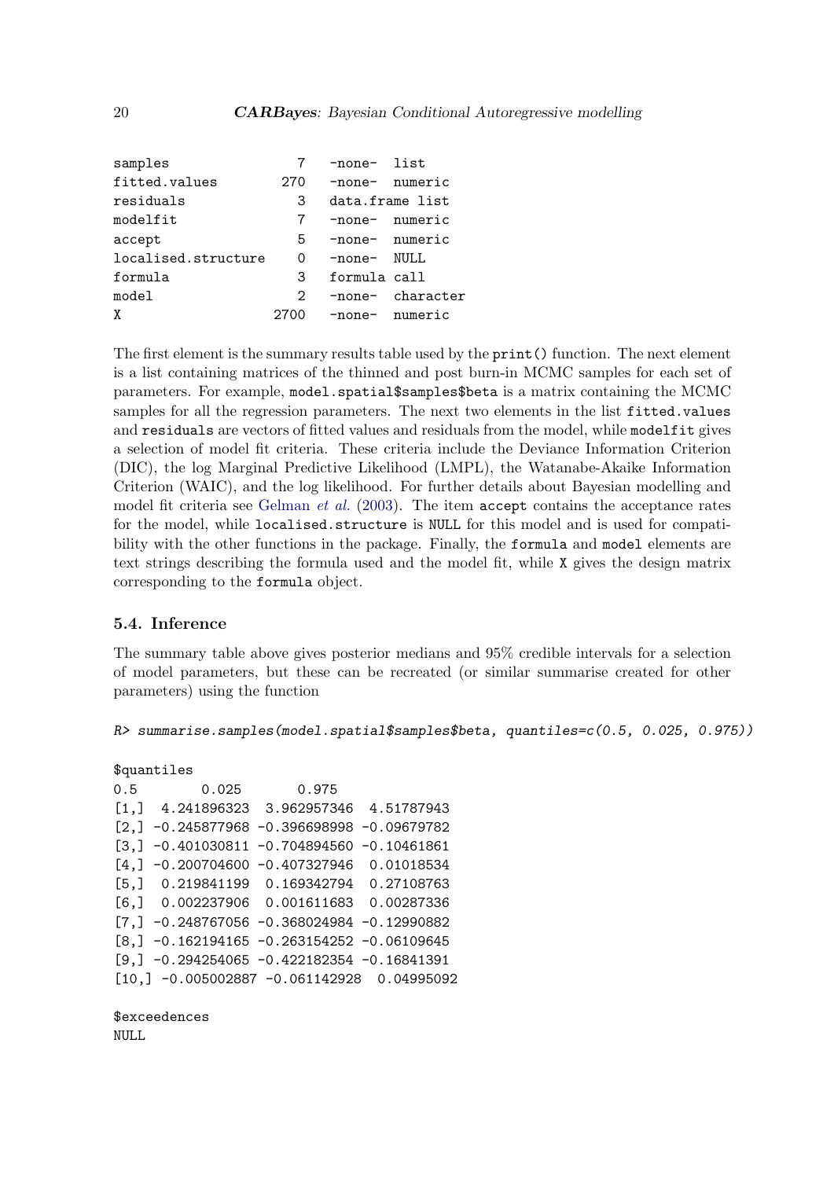```
samples               7   -none-  list
fitted.values       270   -none-  numeric
residuals             3   data.frame list
modelfit              7   -none-  numeric
accept                5   -none-  numeric
localised.structure   0   -none-  NULL
formula               3   formula call
model                 2   -none-  character
X                  2700   -none-  numeric
```

The first element is the summary results table used by the `print()` function. The next element is a list containing matrices of the thinned and post burn-in MCMC samples for each set of parameters. For example, `model.spatial$samples$beta` is a matrix containing the MCMC samples for all the regression parameters. The next two elements in the list `fitted.values` and `residuals` are vectors of fitted values and residuals from the model, while `modelfit` gives a selection of model fit criteria. These criteria include the Deviance Information Criterion (DIC), the log Marginal Predictive Likelihood (LMPL), the Watanabe-Akaike Information Criterion (WAIC), and the log likelihood. For further details about Bayesian modelling and model fit criteria see Gelman *et al.* (2003). The item `accept` contains the acceptance rates for the model, while `localised.structure` is `NULL` for this model and is used for compatibility with the other functions in the package. Finally, the `formula` and `model` elements are text strings describing the formula used and the model fit, while `X` gives the design matrix corresponding to the `formula` object.

### 5.4. Inference

The summary table above gives posterior medians and 95% credible intervals for a selection of model parameters, but these can be recreated (or similar summarise created for other parameters) using the function

```
R> summarise.samples(model.spatial$samples$beta, quantiles=c(0.5, 0.025, 0.975))

$quantiles
0.5        0.025       0.975
[1,]  4.241896323  3.962957346  4.51787943
[2,] -0.245877968 -0.396698998 -0.09679782
[3,] -0.401030811 -0.704894560 -0.10461861
[4,] -0.200704600 -0.407327946  0.01018534
[5,]  0.219841199  0.169342794  0.27108763
[6,]  0.002237906  0.001611683  0.00287336
[7,] -0.248767056 -0.368024984 -0.12990882
[8,] -0.162194165 -0.263154252 -0.06109645
[9,] -0.294254065 -0.422182354 -0.16841391
[10,] -0.005002887 -0.061142928  0.04995092

$exceedences
NULL
```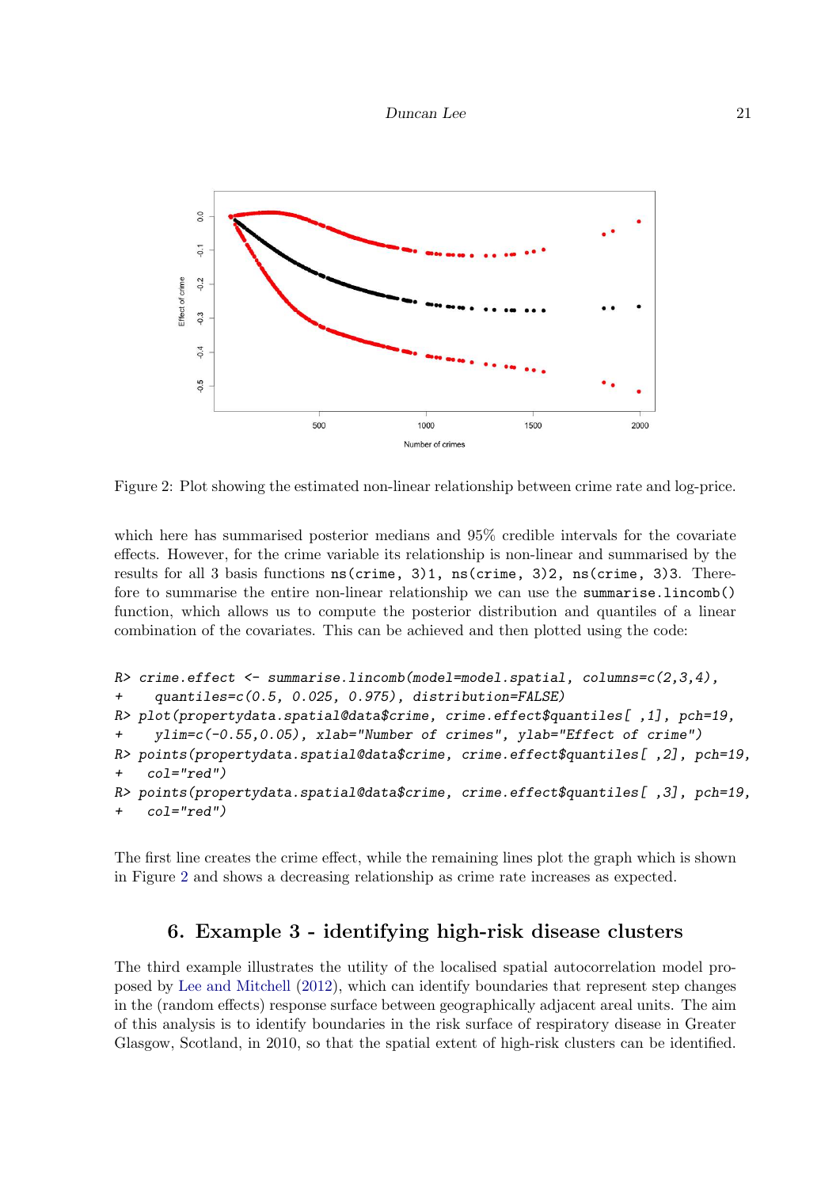Figure 2: Plot showing the estimated non-linear relationship between crime rate and log-price.

which here has summarised posterior medians and 95% credible intervals for the covariate effects. However, for the crime variable its relationship is non-linear and summarised by the results for all 3 basis functions `ns(crime, 3)1`, `ns(crime, 3)2`, `ns(crime, 3)3`. Therefore to summarise the entire non-linear relationship we can use the `summarise.lincomb()` function, which allows us to compute the posterior distribution and quantiles of a linear combination of the covariates. This can be achieved and then plotted using the code:

```
R> crime.effect <- summarise.lincomb(model=model.spatial, columns=c(2,3,4),
+    quantiles=c(0.5, 0.025, 0.975), distribution=FALSE)
R> plot(propertydata.spatial@data$crime, crime.effect$quantiles[ ,1], pch=19,
+    ylim=c(-0.55,0.05), xlab="Number of crimes", ylab="Effect of crime")
R> points(propertydata.spatial@data$crime, crime.effect$quantiles[ ,2], pch=19,
+    col="red")
R> points(propertydata.spatial@data$crime, crime.effect$quantiles[ ,3], pch=19,
+    col="red")
```

The first line creates the crime effect, while the remaining lines plot the graph which is shown in Figure 2 and shows a decreasing relationship as crime rate increases as expected.

## 6. Example 3 - identifying high-risk disease clusters

The third example illustrates the utility of the localised spatial autocorrelation model proposed by Lee and Mitchell (2012), which can identify boundaries that represent step changes in the (random effects) response surface between geographically adjacent areal units. The aim of this analysis is to identify boundaries in the risk surface of respiratory disease in Greater Glasgow, Scotland, in 2010, so that the spatial extent of high-risk clusters can be identified.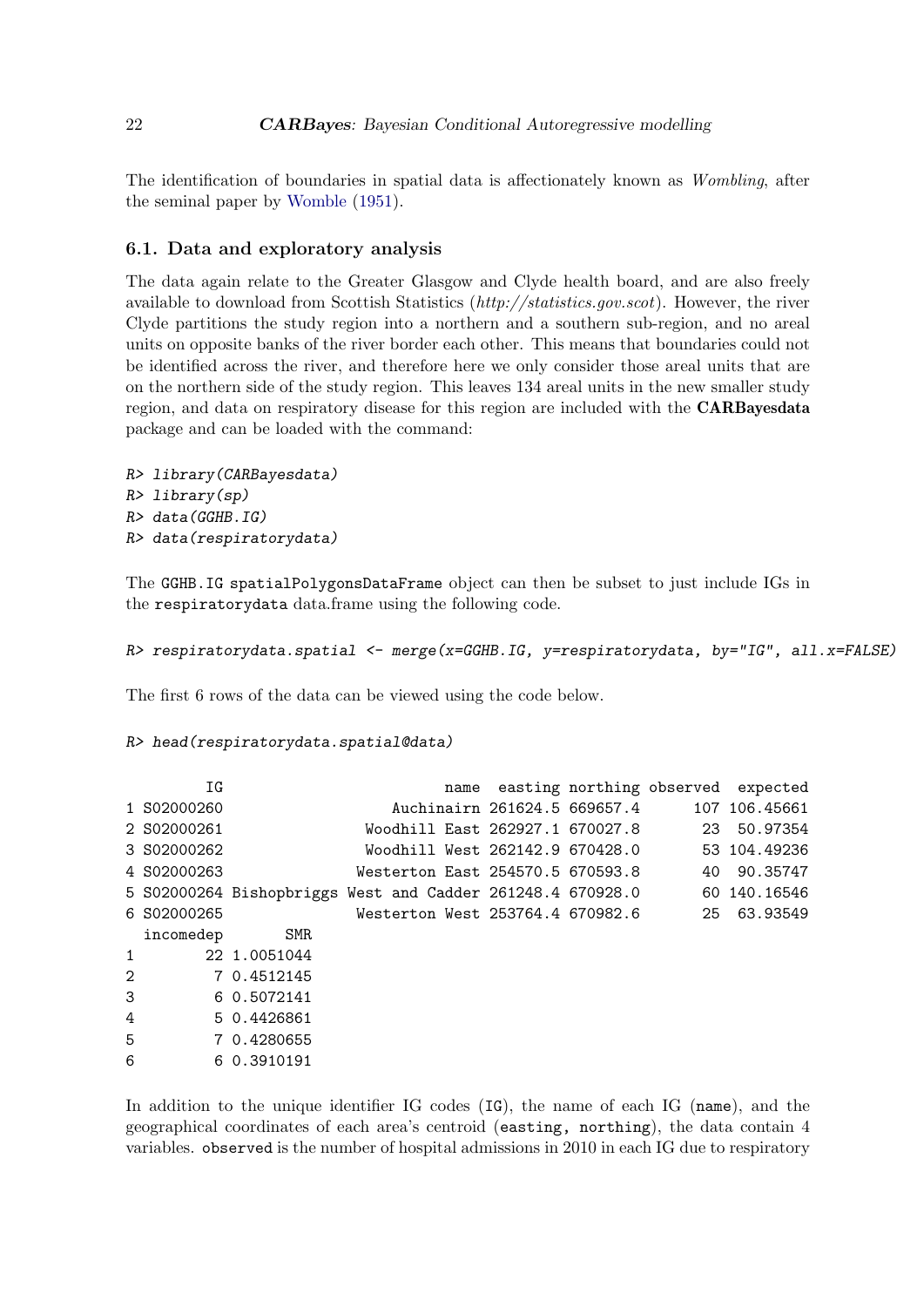The identification of boundaries in spatial data is affectionately known as *Wombling*, after the seminal paper by Womble (1951).

### 6.1. Data and exploratory analysis

The data again relate to the Greater Glasgow and Clyde health board, and are also freely available to download from Scottish Statistics (*http://statistics.gov.scot*). However, the river Clyde partitions the study region into a northern and a southern sub-region, and no areal units on opposite banks of the river border each other. This means that boundaries could not be identified across the river, and therefore here we only consider those areal units that are on the northern side of the study region. This leaves 134 areal units in the new smaller study region, and data on respiratory disease for this region are included with the **CARBayesdata** package and can be loaded with the command:

```
R> library(CARBayesdata)
R> library(sp)
R> data(GGHB.IG)
R> data(respiratorydata)
```

The `GGHB.IG` `spatialPolygonsDataFrame` object can then be subset to just include IGs in the `respiratorydata` data.frame using the following code.

```
R> respiratorydata.spatial <- merge(x=GGHB.IG, y=respiratorydata, by="IG", all.x=FALSE)
```

The first 6 rows of the data can be viewed using the code below.

```
R> head(respiratorydata.spatial@data)
```

```
         IG                        name  easting northing observed  expected
1 S02000260                   Auchinairn 261624.5 669657.4      107 106.45661
2 S02000261                Woodhill East 262927.1 670027.8       23  50.97354
3 S02000262                Woodhill West 262142.9 670428.0       53 104.49236
4 S02000263               Westerton East 254570.5 670593.8       40  90.35747
5 S02000264 Bishopbriggs West and Cadder 261248.4 670928.0       60 140.16546
6 S02000265               Westerton West 253764.4 670982.6       25  63.93549
  incomedep       SMR
1        22 1.0051044
2         7 0.4512145
3         6 0.5072141
4         5 0.4426861
5         7 0.4280655
6         6 0.3910191
```

In addition to the unique identifier IG codes (`IG`), the name of each IG (`name`), and the geographical coordinates of each area's centroid (`easting, northing`), the data contain 4 variables. `observed` is the number of hospital admissions in 2010 in each IG due to respiratory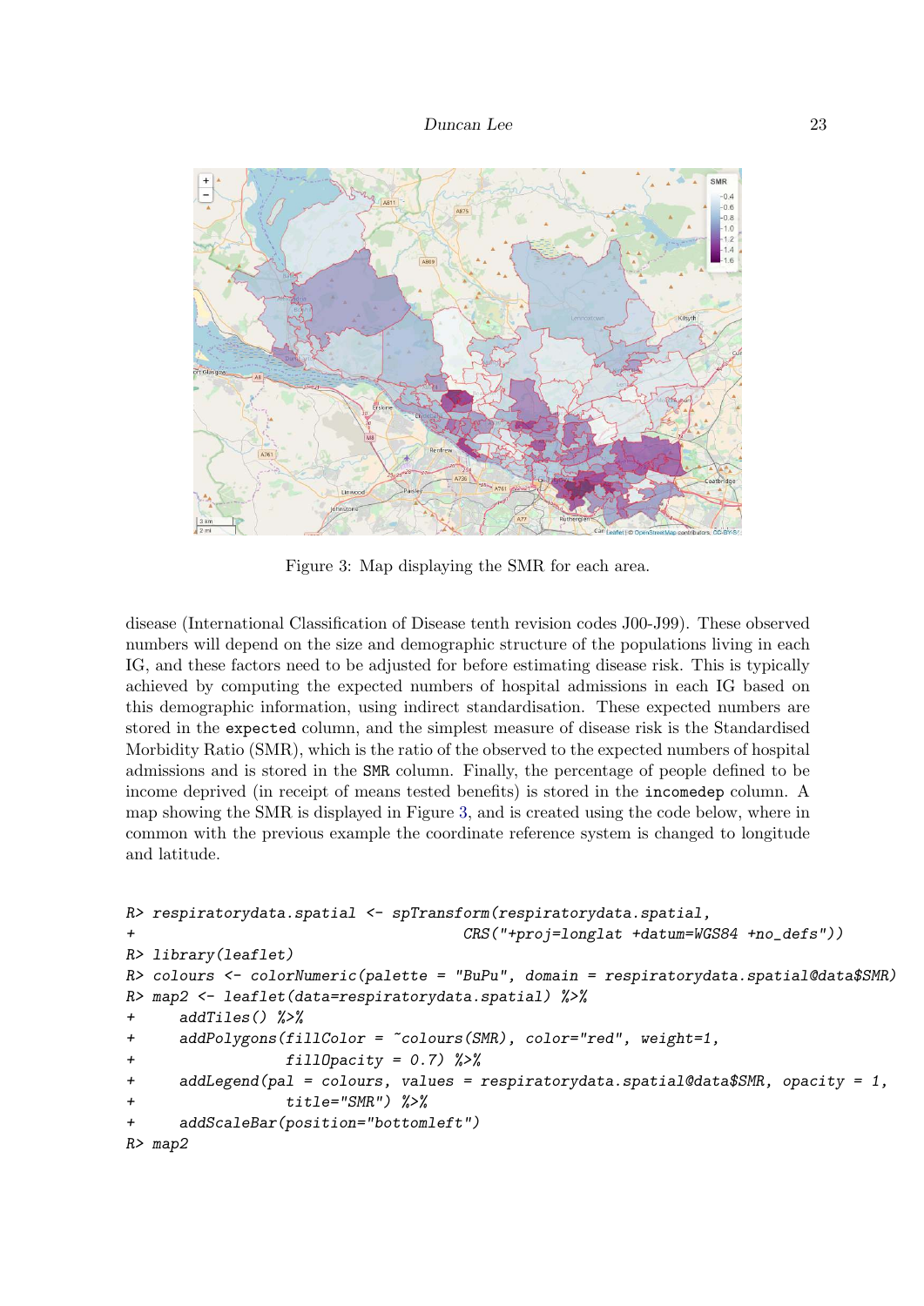Figure 3: Map displaying the SMR for each area.

disease (International Classification of Disease tenth revision codes J00-J99). These observed numbers will depend on the size and demographic structure of the populations living in each IG, and these factors need to be adjusted for before estimating disease risk. This is typically achieved by computing the expected numbers of hospital admissions in each IG based on this demographic information, using indirect standardisation. These expected numbers are stored in the `expected` column, and the simplest measure of disease risk is the Standardised Morbidity Ratio (SMR), which is the ratio of the observed to the expected numbers of hospital admissions and is stored in the `SMR` column. Finally, the percentage of people defined to be income deprived (in receipt of means tested benefits) is stored in the `incomedep` column. A map showing the SMR is displayed in Figure 3, and is created using the code below, where in common with the previous example the coordinate reference system is changed to longitude and latitude.

```
R> respiratorydata.spatial <- spTransform(respiratorydata.spatial,
+                              CRS("+proj=longlat +datum=WGS84 +no_defs"))
R> library(leaflet)
R> colours <- colorNumeric(palette = "BuPu", domain = respiratorydata.spatial@data$SMR)
R> map2 <- leaflet(data=respiratorydata.spatial) %>%
+     addTiles() %>%
+     addPolygons(fillColor = ~colours(SMR), color="red", weight=1,
+                 fillOpacity = 0.7) %>%
+     addLegend(pal = colours, values = respiratorydata.spatial@data$SMR, opacity = 1,
+                 title="SMR") %>%
+     addScaleBar(position="bottomleft")
R> map2
```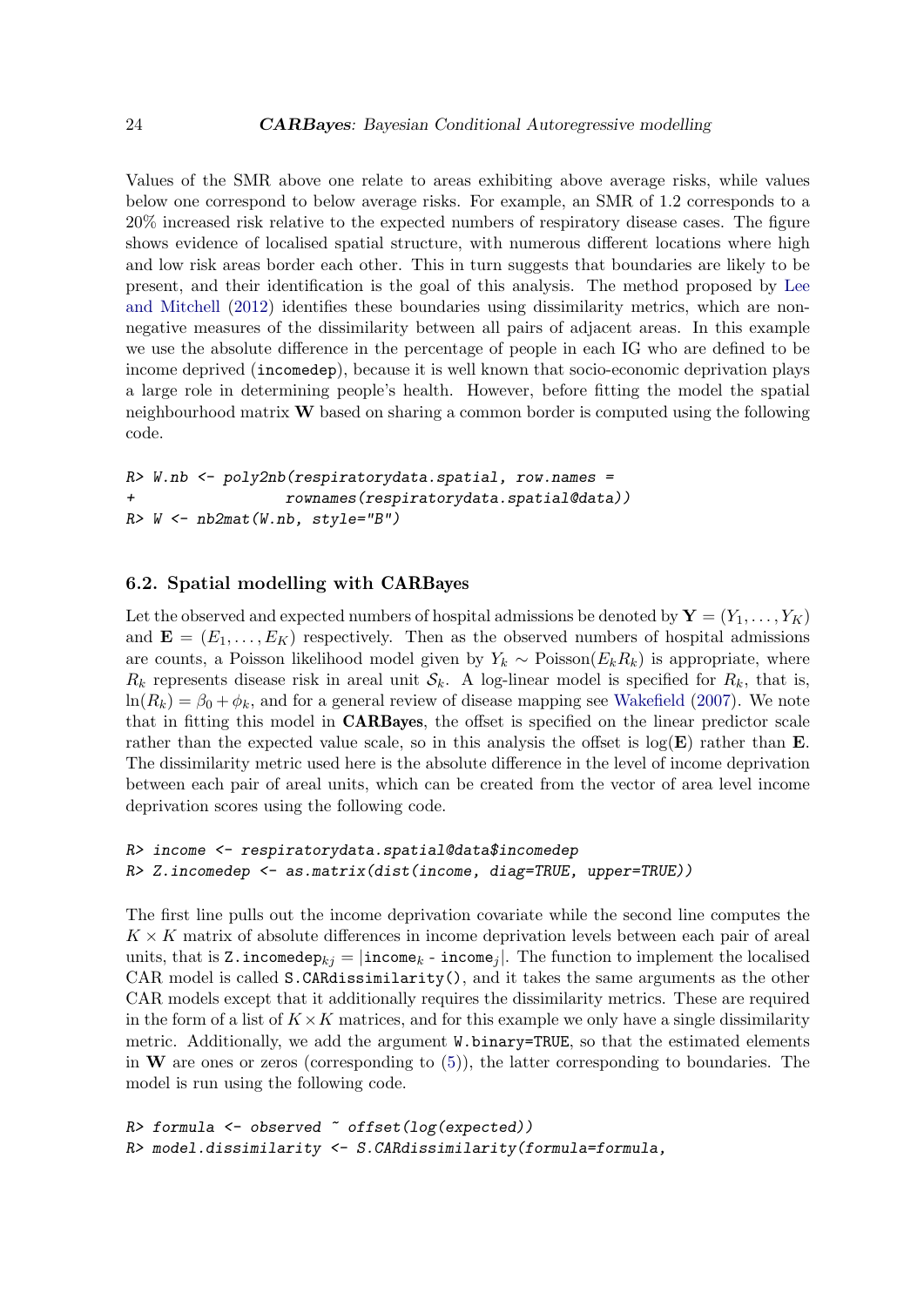Values of the SMR above one relate to areas exhibiting above average risks, while values below one correspond to below average risks. For example, an SMR of 1.2 corresponds to a 20% increased risk relative to the expected numbers of respiratory disease cases. The figure shows evidence of localised spatial structure, with numerous different locations where high and low risk areas border each other. This in turn suggests that boundaries are likely to be present, and their identification is the goal of this analysis. The method proposed by Lee and Mitchell (2012) identifies these boundaries using dissimilarity metrics, which are non-negative measures of the dissimilarity between all pairs of adjacent areas. In this example we use the absolute difference in the percentage of people in each IG who are defined to be income deprived (`incomedep`), because it is well known that socio-economic deprivation plays a large role in determining people's health. However, before fitting the model the spatial neighbourhood matrix $\mathbf{W}$ based on sharing a common border is computed using the following code.

```
R> W.nb <- poly2nb(respiratorydata.spatial, row.names =
+                  rownames(respiratorydata.spatial@data))
R> W <- nb2mat(W.nb, style="B")
```

### 6.2. Spatial modelling with CARBayes

Let the observed and expected numbers of hospital admissions be denoted by $\mathbf{Y} = (Y_1, \ldots, Y_K)$ and $\mathbf{E} = (E_1, \ldots, E_K)$ respectively. Then as the observed numbers of hospital admissions are counts, a Poisson likelihood model given by $Y_k \sim \text{Poisson}(E_k R_k)$ is appropriate, where $R_k$ represents disease risk in areal unit $\mathcal{S}_k$. A log-linear model is specified for $R_k$, that is, $\ln(R_k) = \beta_0 + \phi_k$, and for a general review of disease mapping see Wakefield (2007). We note that in fitting this model in **CARBayes**, the offset is specified on the linear predictor scale rather than the expected value scale, so in this analysis the offset is $\log(\mathbf{E})$ rather than $\mathbf{E}$. The dissimilarity metric used here is the absolute difference in the level of income deprivation between each pair of areal units, which can be created from the vector of area level income deprivation scores using the following code.

```
R> income <- respiratorydata.spatial@data$incomedep
R> Z.incomedep <- as.matrix(dist(income, diag=TRUE, upper=TRUE))
```

The first line pulls out the income deprivation covariate while the second line computes the $K \times K$ matrix of absolute differences in income deprivation levels between each pair of areal units, that is $\texttt{Z.incomedep}_{kj} = |\texttt{income}_k - \texttt{income}_j|$. The function to implement the localised CAR model is called `S.CARdissimilarity()`, and it takes the same arguments as the other CAR models except that it additionally requires the dissimilarity metrics. These are required in the form of a list of $K \times K$ matrices, and for this example we only have a single dissimilarity metric. Additionally, we add the argument `W.binary=TRUE`, so that the estimated elements in $\mathbf{W}$ are ones or zeros (corresponding to (5)), the latter corresponding to boundaries. The model is run using the following code.

```
R> formula <- observed ~ offset(log(expected))
R> model.dissimilarity <- S.CARdissimilarity(formula=formula,
```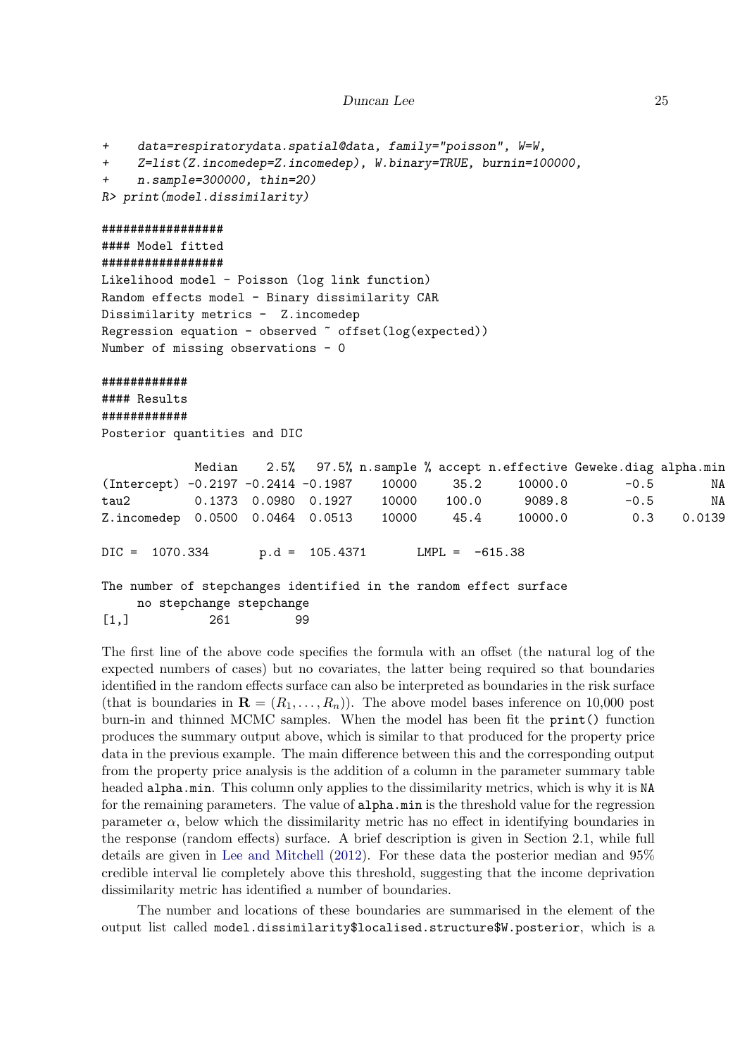```
+     data=respiratorydata.spatial@data, family="poisson", W=W,
+     Z=list(Z.incomedep=Z.incomedep), W.binary=TRUE, burnin=100000,
+     n.sample=300000, thin=20)
R> print(model.dissimilarity)

#################
#### Model fitted
#################
Likelihood model - Poisson (log link function)
Random effects model - Binary dissimilarity CAR
Dissimilarity metrics -  Z.incomedep
Regression equation - observed ~ offset(log(expected))
Number of missing observations - 0

############
#### Results
############
Posterior quantities and DIC

             Median    2.5%   97.5% n.sample % accept n.effective Geweke.diag alpha.min
(Intercept) -0.2197 -0.2414 -0.1987    10000     35.2     10000.0        -0.5        NA
tau2         0.1373  0.0980  0.1927    10000    100.0      9089.8        -0.5        NA
Z.incomedep  0.0500  0.0464  0.0513    10000     45.4     10000.0         0.3    0.0139

DIC =  1070.334       p.d =  105.4371       LMPL =  -615.38

The number of stepchanges identified in the random effect surface
     no stepchange stepchange
[1,]           261         99
```

The first line of the above code specifies the formula with an offset (the natural log of the expected numbers of cases) but no covariates, the latter being required so that boundaries identified in the random effects surface can also be interpreted as boundaries in the risk surface (that is boundaries in $\mathbf{R} = (R_1, \ldots, R_n)$). The above model bases inference on 10,000 post burn-in and thinned MCMC samples. When the model has been fit the `print()` function produces the summary output above, which is similar to that produced for the property price data in the previous example. The main difference between this and the corresponding output from the property price analysis is the addition of a column in the parameter summary table headed `alpha.min`. This column only applies to the dissimilarity metrics, which is why it is `NA` for the remaining parameters. The value of `alpha.min` is the threshold value for the regression parameter $\alpha$, below which the dissimilarity metric has no effect in identifying boundaries in the response (random effects) surface. A brief description is given in Section 2.1, while full details are given in Lee and Mitchell (2012). For these data the posterior median and 95% credible interval lie completely above this threshold, suggesting that the income deprivation dissimilarity metric has identified a number of boundaries.

The number and locations of these boundaries are summarised in the element of the output list called `model.dissimilarity$localised.structure$W.posterior`, which is a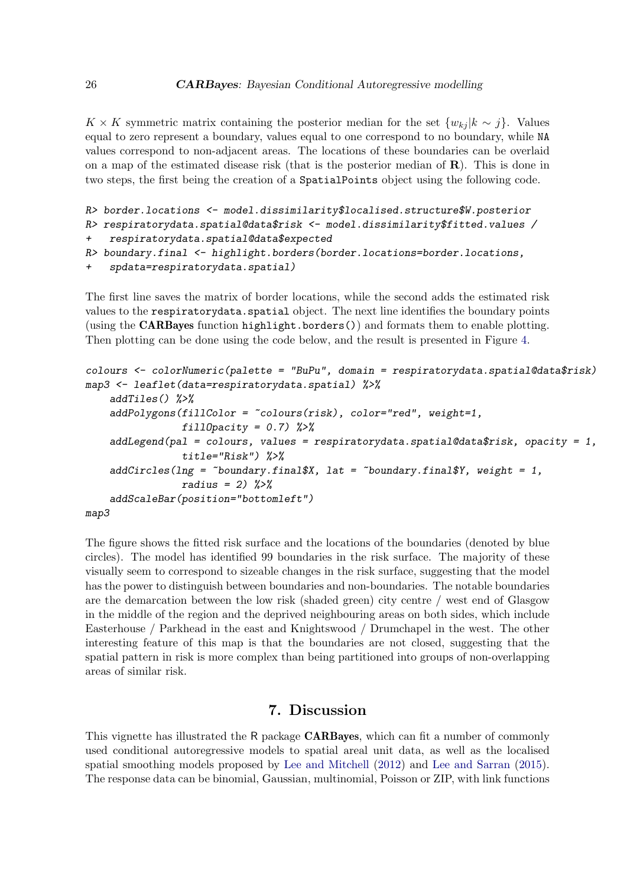$K \times K$ symmetric matrix containing the posterior median for the set $\{w_{kj} | k \sim j\}$. Values equal to zero represent a boundary, values equal to one correspond to no boundary, while NA values correspond to non-adjacent areas. The locations of these boundaries can be overlaid on a map of the estimated disease risk (that is the posterior median of $\mathbf{R}$). This is done in two steps, the first being the creation of a SpatialPoints object using the following code.

```
R> border.locations <- model.dissimilarity$localised.structure$W.posterior
R> respiratorydata.spatial@data$risk <- model.dissimilarity$fitted.values /
+    respiratorydata.spatial@data$expected
R> boundary.final <- highlight.borders(border.locations=border.locations,
+    spdata=respiratorydata.spatial)
```

The first line saves the matrix of border locations, while the second adds the estimated risk values to the respiratorydata.spatial object. The next line identifies the boundary points (using the **CARBayes** function highlight.borders()) and formats them to enable plotting. Then plotting can be done using the code below, and the result is presented in Figure 4.

```
colours <- colorNumeric(palette = "BuPu", domain = respiratorydata.spatial@data$risk)
map3 <- leaflet(data=respiratorydata.spatial) %>%
    addTiles() %>%
    addPolygons(fillColor = ~colours(risk), color="red", weight=1,
                fillOpacity = 0.7) %>%
    addLegend(pal = colours, values = respiratorydata.spatial@data$risk, opacity = 1,
                title="Risk") %>%
    addCircles(lng = ~boundary.final$X, lat = ~boundary.final$Y, weight = 1,
                radius = 2) %>%
    addScaleBar(position="bottomleft")
map3
```

The figure shows the fitted risk surface and the locations of the boundaries (denoted by blue circles). The model has identified 99 boundaries in the risk surface. The majority of these visually seem to correspond to sizeable changes in the risk surface, suggesting that the model has the power to distinguish between boundaries and non-boundaries. The notable boundaries are the demarcation between the low risk (shaded green) city centre / west end of Glasgow in the middle of the region and the deprived neighbouring areas on both sides, which include Easterhouse / Parkhead in the east and Knightswood / Drumchapel in the west. The other interesting feature of this map is that the boundaries are not closed, suggesting that the spatial pattern in risk is more complex than being partitioned into groups of non-overlapping areas of similar risk.

## 7. Discussion

This vignette has illustrated the R package **CARBayes**, which can fit a number of commonly used conditional autoregressive models to spatial areal unit data, as well as the localised spatial smoothing models proposed by Lee and Mitchell (2012) and Lee and Sarran (2015). The response data can be binomial, Gaussian, multinomial, Poisson or ZIP, with link functions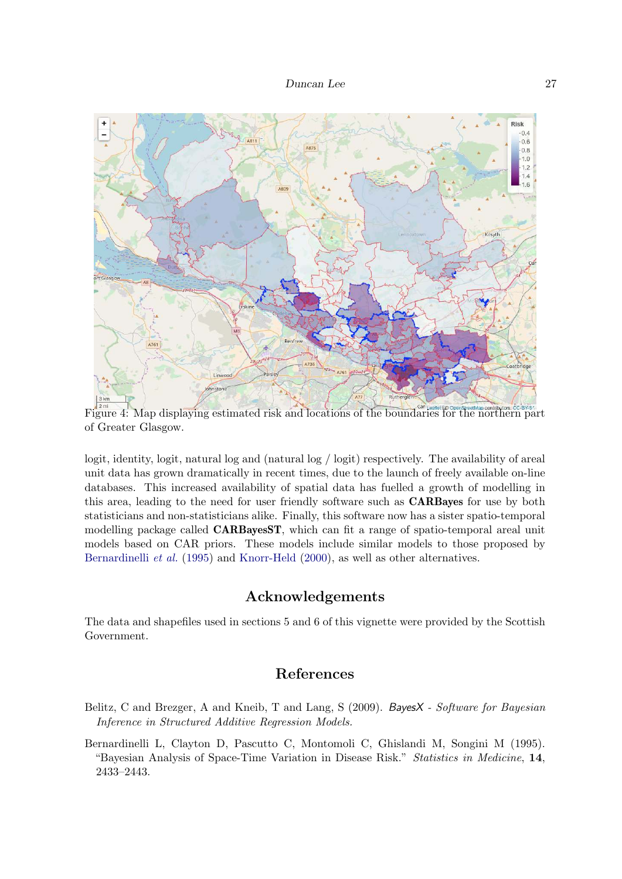Figure 4: Map displaying estimated risk and locations of the boundaries for the northern part of Greater Glasgow.

logit, identity, logit, natural log and (natural log / logit) respectively. The availability of areal unit data has grown dramatically in recent times, due to the launch of freely available on-line databases. This increased availability of spatial data has fuelled a growth of modelling in this area, leading to the need for user friendly software such as **CARBayes** for use by both statisticians and non-statisticians alike. Finally, this software now has a sister spatio-temporal modelling package called **CARBayesST**, which can fit a range of spatio-temporal areal unit models based on CAR priors. These models include similar models to those proposed by Bernardinelli *et al.* (1995) and Knorr-Held (2000), as well as other alternatives.

## Acknowledgements

The data and shapefiles used in sections 5 and 6 of this vignette were provided by the Scottish Government.

## References

Belitz, C and Brezger, A and Kneib, T and Lang, S (2009). *BayesX - Software for Bayesian Inference in Structured Additive Regression Models.*

Bernardinelli L, Clayton D, Pascutto C, Montomoli C, Ghislandi M, Songini M (1995). "Bayesian Analysis of Space-Time Variation in Disease Risk." *Statistics in Medicine*, **14**, 2433–2443.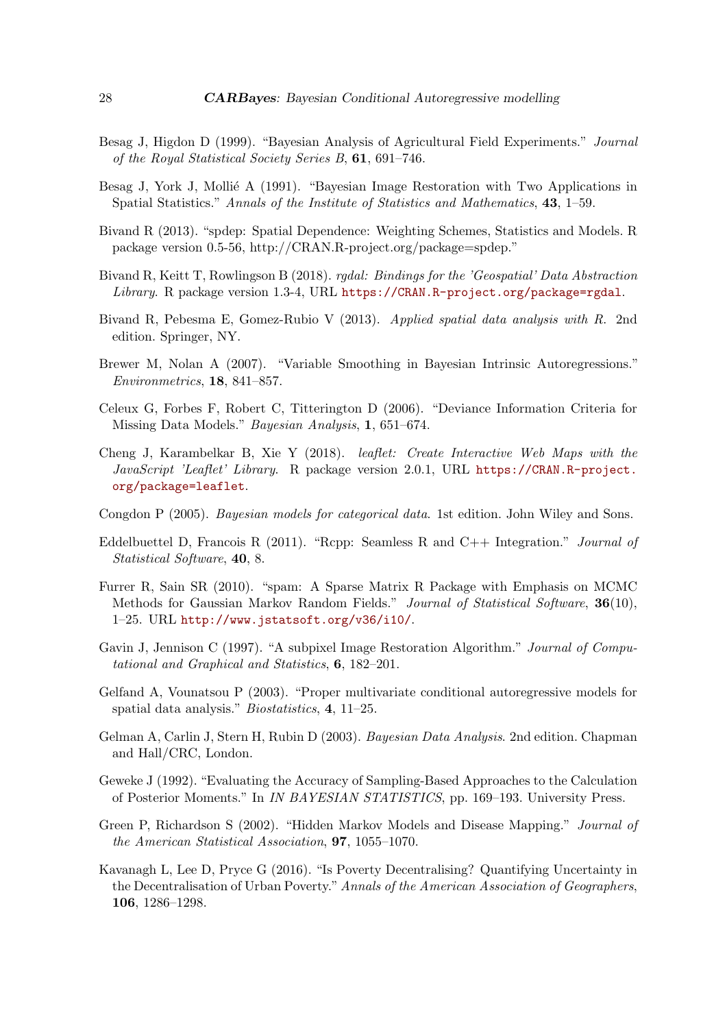Besag J, Higdon D (1999). "Bayesian Analysis of Agricultural Field Experiments." *Journal of the Royal Statistical Society Series B*, **61**, 691–746.

Besag J, York J, Mollié A (1991). "Bayesian Image Restoration with Two Applications in Spatial Statistics." *Annals of the Institute of Statistics and Mathematics*, **43**, 1–59.

Bivand R (2013). "spdep: Spatial Dependence: Weighting Schemes, Statistics and Models. R package version 0.5-56, http://CRAN.R-project.org/package=spdep."

Bivand R, Keitt T, Rowlingson B (2018). *rgdal: Bindings for the 'Geospatial' Data Abstraction Library*. R package version 1.3-4, URL https://CRAN.R-project.org/package=rgdal.

Bivand R, Pebesma E, Gomez-Rubio V (2013). *Applied spatial data analysis with R*. 2nd edition. Springer, NY.

Brewer M, Nolan A (2007). "Variable Smoothing in Bayesian Intrinsic Autoregressions." *Environmetrics*, **18**, 841–857.

Celeux G, Forbes F, Robert C, Titterington D (2006). "Deviance Information Criteria for Missing Data Models." *Bayesian Analysis*, **1**, 651–674.

Cheng J, Karambelkar B, Xie Y (2018). *leaflet: Create Interactive Web Maps with the JavaScript 'Leaflet' Library*. R package version 2.0.1, URL https://CRAN.R-project.org/package=leaflet.

Congdon P (2005). *Bayesian models for categorical data*. 1st edition. John Wiley and Sons.

Eddelbuettel D, Francois R (2011). "Rcpp: Seamless R and C++ Integration." *Journal of Statistical Software*, **40**, 8.

Furrer R, Sain SR (2010). "spam: A Sparse Matrix R Package with Emphasis on MCMC Methods for Gaussian Markov Random Fields." *Journal of Statistical Software*, **36**(10), 1–25. URL http://www.jstatsoft.org/v36/i10/.

Gavin J, Jennison C (1997). "A subpixel Image Restoration Algorithm." *Journal of Computational and Graphical and Statistics*, **6**, 182–201.

Gelfand A, Vounatsou P (2003). "Proper multivariate conditional autoregressive models for spatial data analysis." *Biostatistics*, **4**, 11–25.

Gelman A, Carlin J, Stern H, Rubin D (2003). *Bayesian Data Analysis*. 2nd edition. Chapman and Hall/CRC, London.

Geweke J (1992). "Evaluating the Accuracy of Sampling-Based Approaches to the Calculation of Posterior Moments." In *IN BAYESIAN STATISTICS*, pp. 169–193. University Press.

Green P, Richardson S (2002). "Hidden Markov Models and Disease Mapping." *Journal of the American Statistical Association*, **97**, 1055–1070.

Kavanagh L, Lee D, Pryce G (2016). "Is Poverty Decentralising? Quantifying Uncertainty in the Decentralisation of Urban Poverty." *Annals of the American Association of Geographers*, **106**, 1286–1298.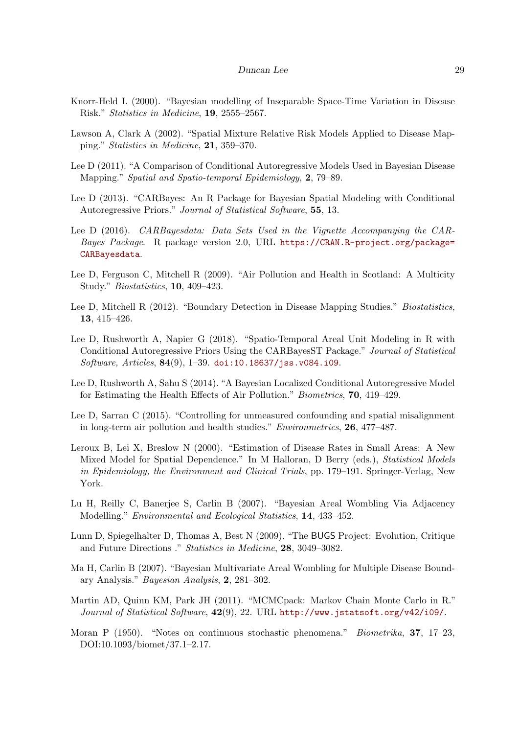Knorr-Held L (2000). "Bayesian modelling of Inseparable Space-Time Variation in Disease Risk." *Statistics in Medicine*, **19**, 2555–2567.

Lawson A, Clark A (2002). "Spatial Mixture Relative Risk Models Applied to Disease Mapping." *Statistics in Medicine*, **21**, 359–370.

Lee D (2011). "A Comparison of Conditional Autoregressive Models Used in Bayesian Disease Mapping." *Spatial and Spatio-temporal Epidemiology*, **2**, 79–89.

Lee D (2013). "CARBayes: An R Package for Bayesian Spatial Modeling with Conditional Autoregressive Priors." *Journal of Statistical Software*, **55**, 13.

Lee D (2016). *CARBayesdata: Data Sets Used in the Vignette Accompanying the CARBayes Package*. R package version 2.0, URL https://CRAN.R-project.org/package=CARBayesdata.

Lee D, Ferguson C, Mitchell R (2009). "Air Pollution and Health in Scotland: A Multicity Study." *Biostatistics*, **10**, 409–423.

Lee D, Mitchell R (2012). "Boundary Detection in Disease Mapping Studies." *Biostatistics*, **13**, 415–426.

Lee D, Rushworth A, Napier G (2018). "Spatio-Temporal Areal Unit Modeling in R with Conditional Autoregressive Priors Using the CARBayesST Package." *Journal of Statistical Software, Articles*, **84**(9), 1–39. doi:10.18637/jss.v084.i09.

Lee D, Rushworth A, Sahu S (2014). "A Bayesian Localized Conditional Autoregressive Model for Estimating the Health Effects of Air Pollution." *Biometrics*, **70**, 419–429.

Lee D, Sarran C (2015). "Controlling for unmeasured confounding and spatial misalignment in long-term air pollution and health studies." *Environmetrics*, **26**, 477–487.

Leroux B, Lei X, Breslow N (2000). "Estimation of Disease Rates in Small Areas: A New Mixed Model for Spatial Dependence." In M Halloran, D Berry (eds.), *Statistical Models in Epidemiology, the Environment and Clinical Trials*, pp. 179–191. Springer-Verlag, New York.

Lu H, Reilly C, Banerjee S, Carlin B (2007). "Bayesian Areal Wombling Via Adjacency Modelling." *Environmental and Ecological Statistics*, **14**, 433–452.

Lunn D, Spiegelhalter D, Thomas A, Best N (2009). "The BUGS Project: Evolution, Critique and Future Directions ." *Statistics in Medicine*, **28**, 3049–3082.

Ma H, Carlin B (2007). "Bayesian Multivariate Areal Wombling for Multiple Disease Boundary Analysis." *Bayesian Analysis*, **2**, 281–302.

Martin AD, Quinn KM, Park JH (2011). "MCMCpack: Markov Chain Monte Carlo in R." *Journal of Statistical Software*, **42**(9), 22. URL http://www.jstatsoft.org/v42/i09/.

Moran P (1950). "Notes on continuous stochastic phenomena." *Biometrika*, **37**, 17–23, DOI:10.1093/biomet/37.1–2.17.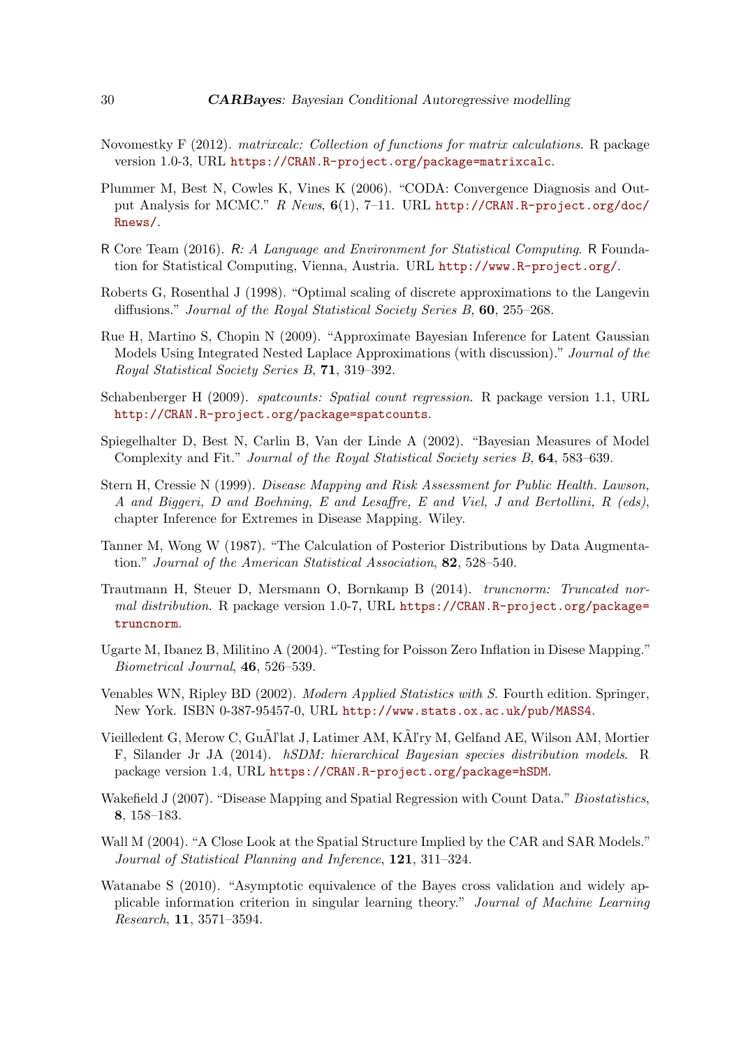Novomestky F (2012). *matrixcalc: Collection of functions for matrix calculations*. R package version 1.0-3, URL https://CRAN.R-project.org/package=matrixcalc.

Plummer M, Best N, Cowles K, Vines K (2006). "CODA: Convergence Diagnosis and Output Analysis for MCMC." *R News*, **6**(1), 7–11. URL http://CRAN.R-project.org/doc/Rnews/.

R Core Team (2016). *R: A Language and Environment for Statistical Computing*. R Foundation for Statistical Computing, Vienna, Austria. URL http://www.R-project.org/.

Roberts G, Rosenthal J (1998). "Optimal scaling of discrete approximations to the Langevin diffusions." *Journal of the Royal Statistical Society Series B*, **60**, 255–268.

Rue H, Martino S, Chopin N (2009). "Approximate Bayesian Inference for Latent Gaussian Models Using Integrated Nested Laplace Approximations (with discussion)." *Journal of the Royal Statistical Society Series B*, **71**, 319–392.

Schabenberger H (2009). *spatcounts: Spatial count regression*. R package version 1.1, URL http://CRAN.R-project.org/package=spatcounts.

Spiegelhalter D, Best N, Carlin B, Van der Linde A (2002). "Bayesian Measures of Model Complexity and Fit." *Journal of the Royal Statistical Society series B*, **64**, 583–639.

Stern H, Cressie N (1999). *Disease Mapping and Risk Assessment for Public Health. Lawson, A and Biggeri, D and Boehning, E and Lesaffre, E and Viel, J and Bertollini, R (eds)*, chapter Inference for Extremes in Disease Mapping. Wiley.

Tanner M, Wong W (1987). "The Calculation of Posterior Distributions by Data Augmentation." *Journal of the American Statistical Association*, **82**, 528–540.

Trautmann H, Steuer D, Mersmann O, Bornkamp B (2014). *truncnorm: Truncated normal distribution*. R package version 1.0-7, URL https://CRAN.R-project.org/package=truncnorm.

Ugarte M, Ibanez B, Militino A (2004). "Testing for Poisson Zero Inflation in Disese Mapping." *Biometrical Journal*, **46**, 526–539.

Venables WN, Ripley BD (2002). *Modern Applied Statistics with S*. Fourth edition. Springer, New York. ISBN 0-387-95457-0, URL http://www.stats.ox.ac.uk/pub/MASS4.

Vieilledent G, Merow C, GuÃľlat J, Latimer AM, KÃľry M, Gelfand AE, Wilson AM, Mortier F, Silander Jr JA (2014). *hSDM: hierarchical Bayesian species distribution models*. R package version 1.4, URL https://CRAN.R-project.org/package=hSDM.

Wakefield J (2007). "Disease Mapping and Spatial Regression with Count Data." *Biostatistics*, **8**, 158–183.

Wall M (2004). "A Close Look at the Spatial Structure Implied by the CAR and SAR Models." *Journal of Statistical Planning and Inference*, **121**, 311–324.

Watanabe S (2010). "Asymptotic equivalence of the Bayes cross validation and widely applicable information criterion in singular learning theory." *Journal of Machine Learning Research*, **11**, 3571–3594.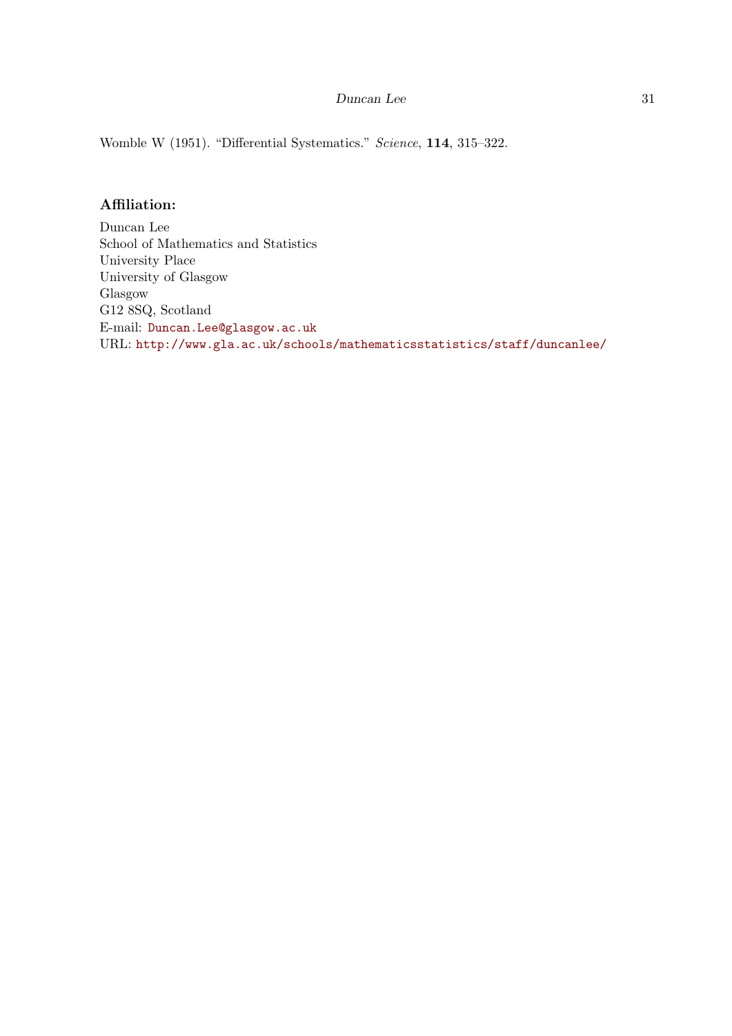Womble W (1951). "Differential Systematics." *Science*, **114**, 315–322.

### Affiliation:

Duncan Lee
School of Mathematics and Statistics
University Place
University of Glasgow
Glasgow
G12 8SQ, Scotland
E-mail: Duncan.Lee@glasgow.ac.uk
URL: http://www.gla.ac.uk/schools/mathematicsstatistics/staff/duncanlee/